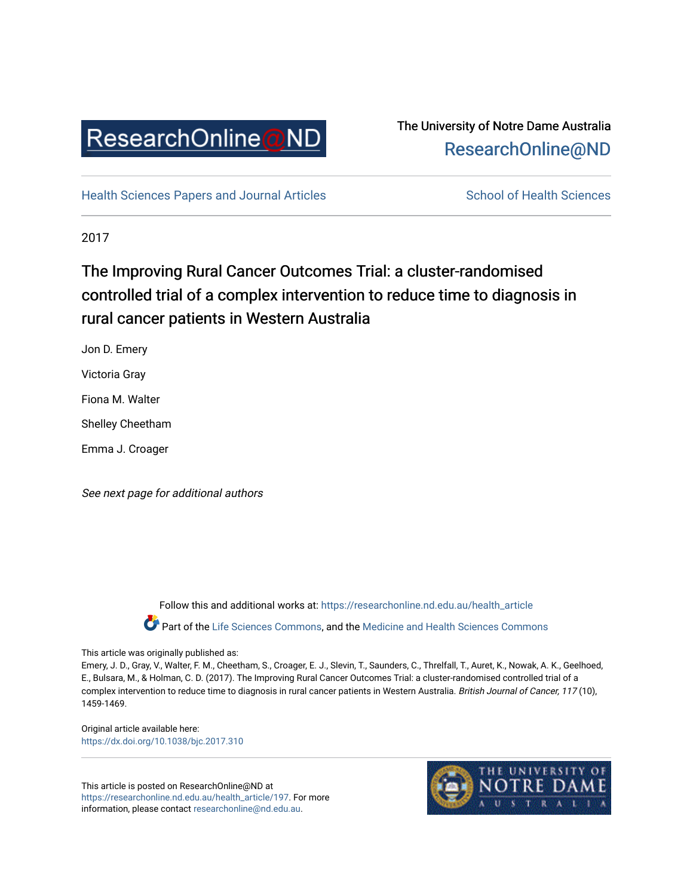ResearchOnline@ND

The University of Notre Dame Australia
ResearchOnline@ND

Health Sciences Papers and Journal Articles | School of Health Sciences

2017

# The Improving Rural Cancer Outcomes Trial: a cluster-randomised controlled trial of a complex intervention to reduce time to diagnosis in rural cancer patients in Western Australia

Jon D. Emery

Victoria Gray

Fiona M. Walter

Shelley Cheetham

Emma J. Croager

*See next page for additional authors*

Follow this and additional works at: https://researchonline.nd.edu.au/health_article

Part of the Life Sciences Commons, and the Medicine and Health Sciences Commons

This article was originally published as:
Emery, J. D., Gray, V., Walter, F. M., Cheetham, S., Croager, E. J., Slevin, T., Saunders, C., Threlfall, T., Auret, K., Nowak, A. K., Geelhoed, E., Bulsara, M., & Holman, C. D. (2017). The Improving Rural Cancer Outcomes Trial: a cluster-randomised controlled trial of a complex intervention to reduce time to diagnosis in rural cancer patients in Western Australia. *British Journal of Cancer, 117* (10), 1459-1469.

Original article available here:
https://dx.doi.org/10.1038/bjc.2017.310

This article is posted on ResearchOnline@ND at https://researchonline.nd.edu.au/health_article/197. For more information, please contact researchonline@nd.edu.au.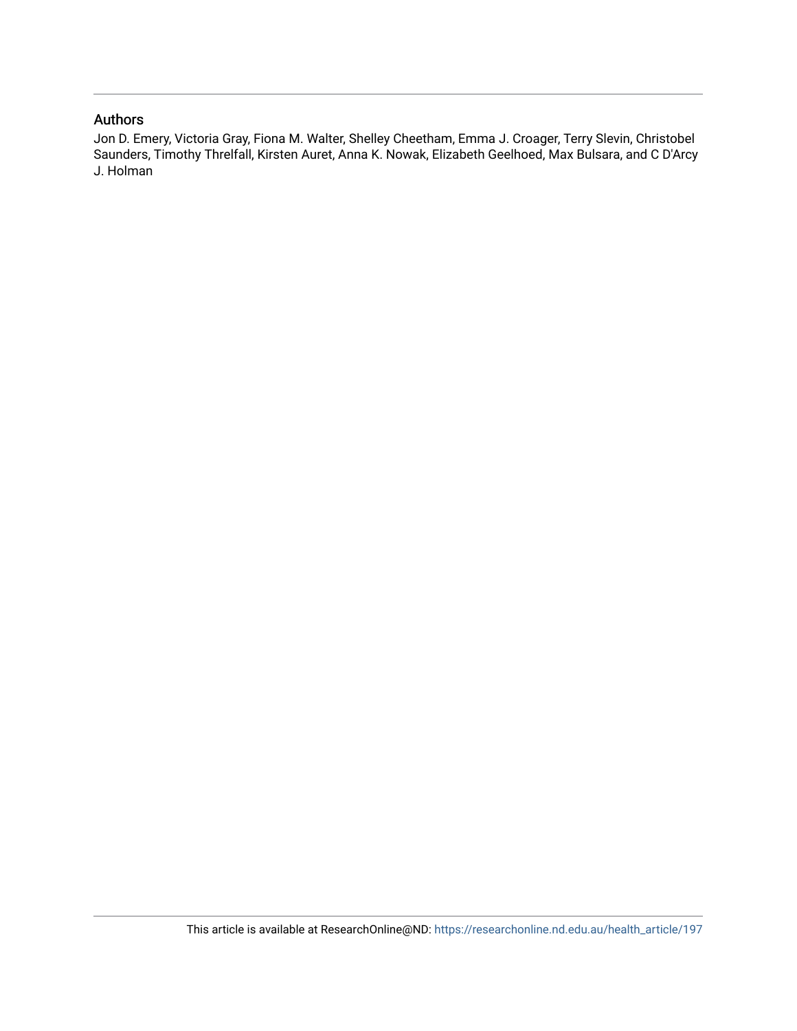## Authors

Jon D. Emery, Victoria Gray, Fiona M. Walter, Shelley Cheetham, Emma J. Croager, Terry Slevin, Christobel Saunders, Timothy Threlfall, Kirsten Auret, Anna K. Nowak, Elizabeth Geelhoed, Max Bulsara, and C D'Arcy J. Holman

This article is available at ResearchOnline@ND: https://researchonline.nd.edu.au/health_article/197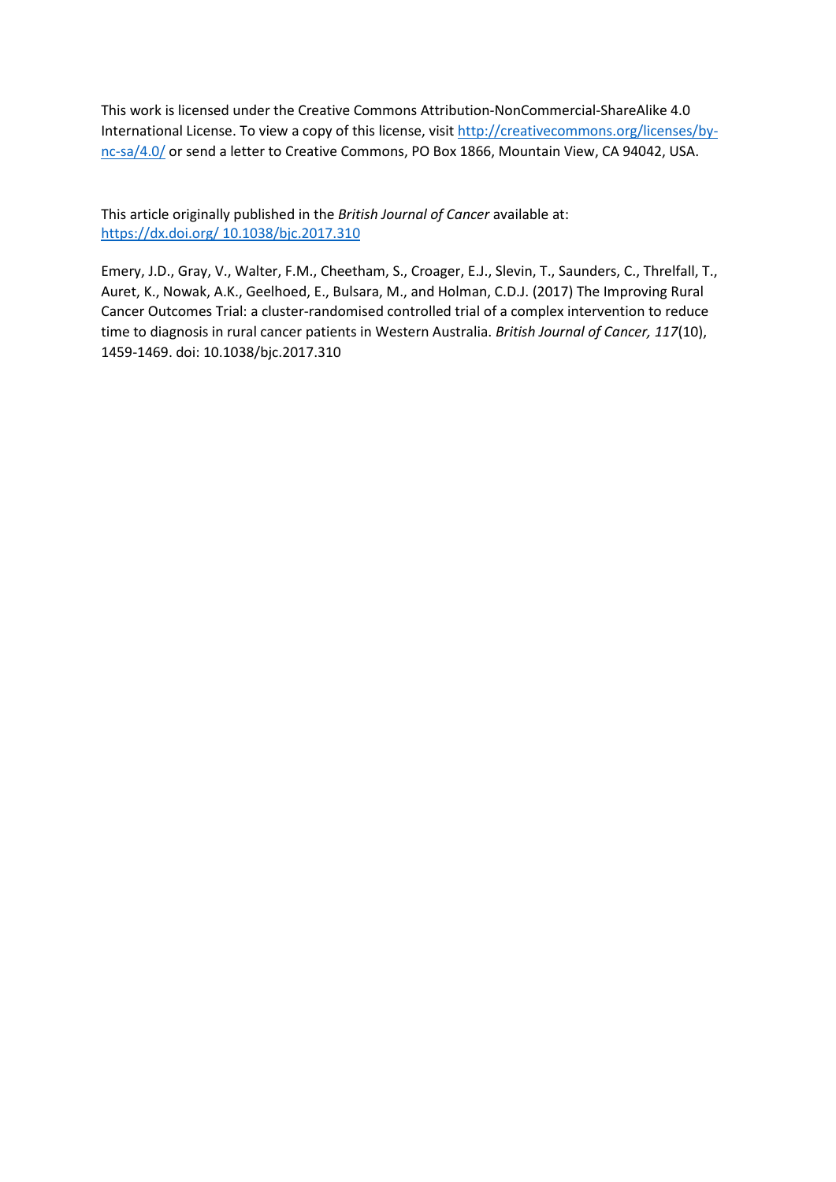This work is licensed under the Creative Commons Attribution-NonCommercial-ShareAlike 4.0 International License. To view a copy of this license, visit http://creativecommons.org/licenses/by-nc-sa/4.0/ or send a letter to Creative Commons, PO Box 1866, Mountain View, CA 94042, USA.

This article originally published in the *British Journal of Cancer* available at: https://dx.doi.org/ 10.1038/bjc.2017.310

Emery, J.D., Gray, V., Walter, F.M., Cheetham, S., Croager, E.J., Slevin, T., Saunders, C., Threlfall, T., Auret, K., Nowak, A.K., Geelhoed, E., Bulsara, M., and Holman, C.D.J. (2017) The Improving Rural Cancer Outcomes Trial: a cluster-randomised controlled trial of a complex intervention to reduce time to diagnosis in rural cancer patients in Western Australia. *British Journal of Cancer, 117*(10), 1459-1469. doi: 10.1038/bjc.2017.310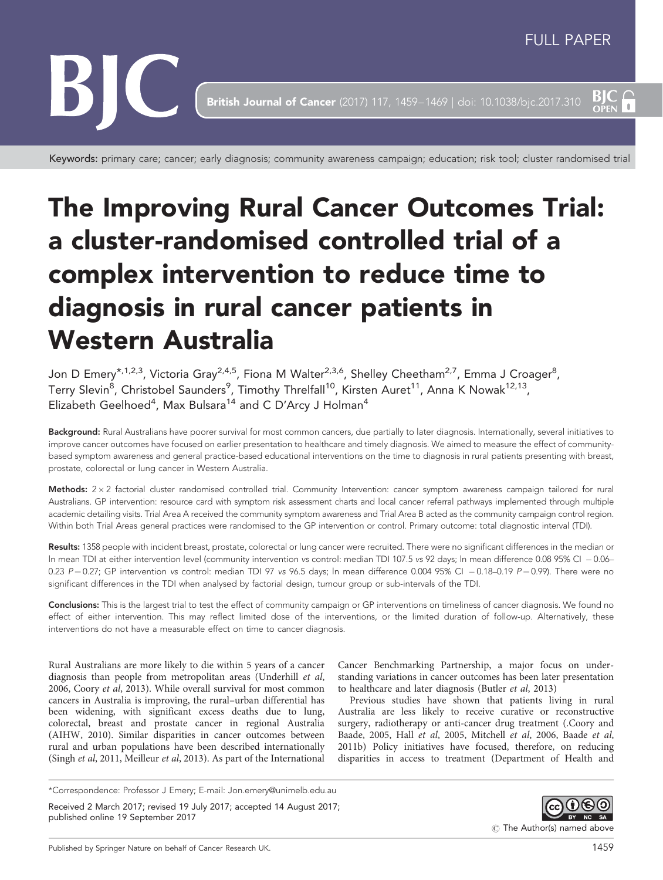FULL PAPER

Keywords: primary care; cancer; early diagnosis; community awareness campaign; education; risk tool; cluster randomised trial

# The Improving Rural Cancer Outcomes Trial: a cluster-randomised controlled trial of a complex intervention to reduce time to diagnosis in rural cancer patients in Western Australia

Jon D Emery*[,1,2,3], Victoria Gray[2,4,5], Fiona M Walter[2,3,6], Shelley Cheetham[2,7], Emma J Croager[8], Terry Slevin[8], Christobel Saunders[9], Timothy Threlfall[10], Kirsten Auret[11], Anna K Nowak[12,13], Elizabeth Geelhoed[4], Max Bulsara[14] and C D'Arcy J Holman[4]

**Background:** Rural Australians have poorer survival for most common cancers, due partially to later diagnosis. Internationally, several initiatives to improve cancer outcomes have focused on earlier presentation to healthcare and timely diagnosis. We aimed to measure the effect of community-based symptom awareness and general practice-based educational interventions on the time to diagnosis in rural patients presenting with breast, prostate, colorectal or lung cancer in Western Australia.

**Methods:** $2 \times 2$ factorial cluster randomised controlled trial. Community Intervention: cancer symptom awareness campaign tailored for rural Australians. GP intervention: resource card with symptom risk assessment charts and local cancer referral pathways implemented through multiple academic detailing visits. Trial Area A received the community symptom awareness and Trial Area B acted as the community campaign control region. Within both Trial Areas general practices were randomised to the GP intervention or control. Primary outcome: total diagnostic interval (TDI).

**Results:** 1358 people with incident breast, prostate, colorectal or lung cancer were recruited. There were no significant differences in the median or ln mean TDI at either intervention level (community intervention *vs* control: median TDI 107.5 *vs* 92 days; ln mean difference 0.08 95% CI −0.06–0.23 $P = 0.27$; GP intervention *vs* control: median TDI 97 *vs* 96.5 days; ln mean difference 0.004 95% CI −0.18–0.19 $P = 0.99$). There were no significant differences in the TDI when analysed by factorial design, tumour group or sub-intervals of the TDI.

**Conclusions:** This is the largest trial to test the effect of community campaign or GP interventions on timeliness of cancer diagnosis. We found no effect of either intervention. This may reflect limited dose of the interventions, or the limited duration of follow-up. Alternatively, these interventions do not have a measurable effect on time to cancer diagnosis.

Rural Australians are more likely to die within 5 years of a cancer diagnosis than people from metropolitan areas (Underhill *et al*, 2006, Coory *et al*, 2013). While overall survival for most common cancers in Australia is improving, the rural–urban differential has been widening, with significant excess deaths due to lung, colorectal, breast and prostate cancer in regional Australia (AIHW, 2010). Similar disparities in cancer outcomes between rural and urban populations have been described internationally (Singh *et al*, 2011, Meilleur *et al*, 2013). As part of the International Cancer Benchmarking Partnership, a major focus on understanding variations in cancer outcomes has been later presentation to healthcare and later diagnosis (Butler *et al*, 2013)

Previous studies have shown that patients living in rural Australia are less likely to receive curative or reconstructive surgery, radiotherapy or anti-cancer drug treatment (.Coory and Baade, 2005, Hall *et al*, 2005, Mitchell *et al*, 2006, Baade *et al*, 2011b) Policy initiatives have focused, therefore, on reducing disparities in access to treatment (Department of Health and

*Correspondence: Professor J Emery; E-mail: Jon.emery@unimelb.edu.au

Received 2 March 2017; revised 19 July 2017; accepted 14 August 2017; published online 19 September 2017

© The Author(s) named above

Published by Springer Nature on behalf of Cancer Research UK.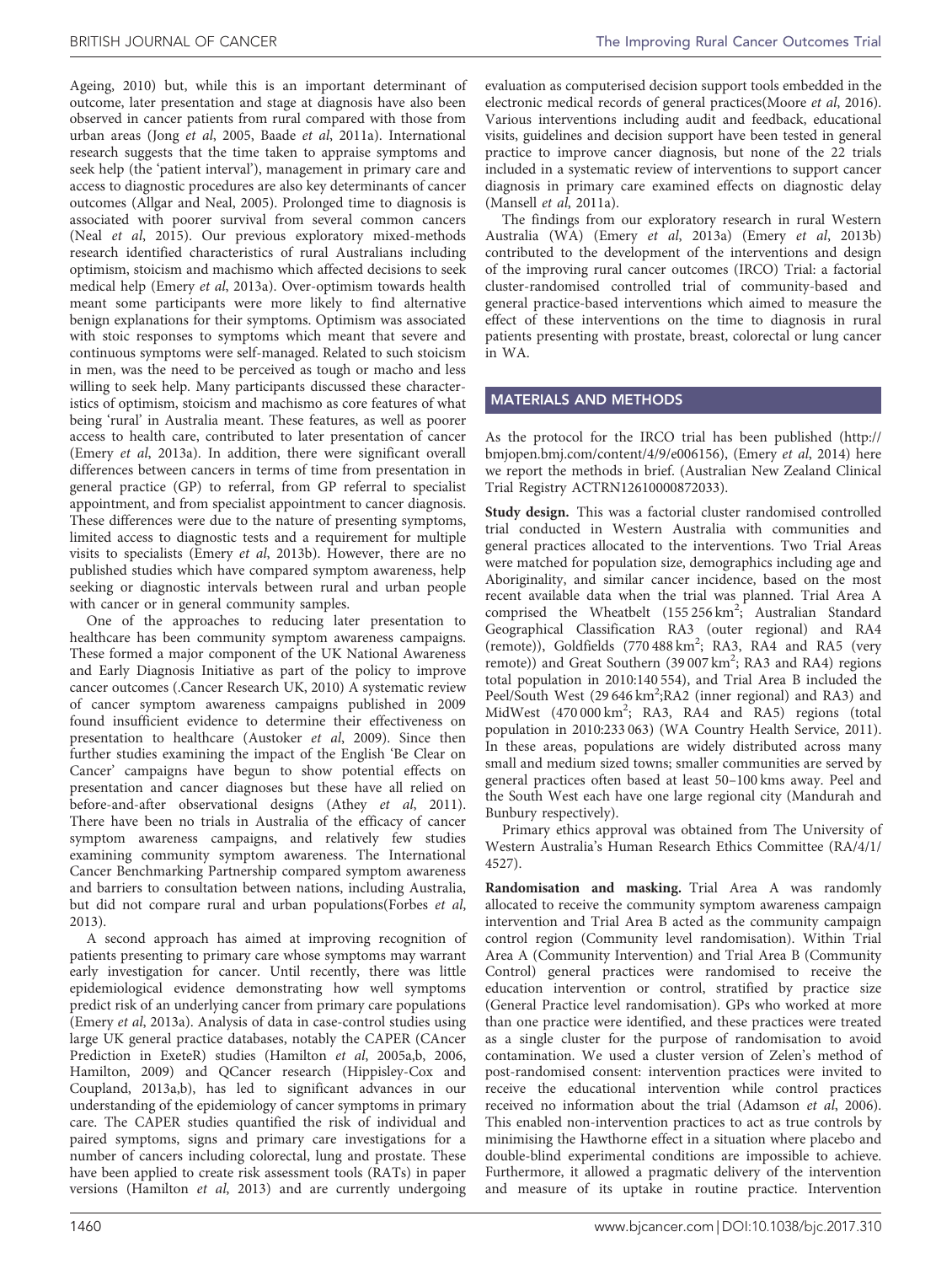Ageing, 2010) but, while this is an important determinant of outcome, later presentation and stage at diagnosis have also been observed in cancer patients from rural compared with those from urban areas (Jong *et al*, 2005, Baade *et al*, 2011a). International research suggests that the time taken to appraise symptoms and seek help (the 'patient interval'), management in primary care and access to diagnostic procedures are also key determinants of cancer outcomes (Allgar and Neal, 2005). Prolonged time to diagnosis is associated with poorer survival from several common cancers (Neal *et al*, 2015). Our previous exploratory mixed-methods research identified characteristics of rural Australians including optimism, stoicism and machismo which affected decisions to seek medical help (Emery *et al*, 2013a). Over-optimism towards health meant some participants were more likely to find alternative benign explanations for their symptoms. Optimism was associated with stoic responses to symptoms which meant that severe and continuous symptoms were self-managed. Related to such stoicism in men, was the need to be perceived as tough or macho and less willing to seek help. Many participants discussed these characteristics of optimism, stoicism and machismo as core features of what being 'rural' in Australia meant. These features, as well as poorer access to health care, contributed to later presentation of cancer (Emery *et al*, 2013a). In addition, there were significant overall differences between cancers in terms of time from presentation in general practice (GP) to referral, from GP referral to specialist appointment, and from specialist appointment to cancer diagnosis. These differences were due to the nature of presenting symptoms, limited access to diagnostic tests and a requirement for multiple visits to specialists (Emery *et al*, 2013b). However, there are no published studies which have compared symptom awareness, help seeking or diagnostic intervals between rural and urban people with cancer or in general community samples.

One of the approaches to reducing later presentation to healthcare has been community symptom awareness campaigns. These formed a major component of the UK National Awareness and Early Diagnosis Initiative as part of the policy to improve cancer outcomes (.Cancer Research UK, 2010) A systematic review of cancer symptom awareness campaigns published in 2009 found insufficient evidence to determine their effectiveness on presentation to healthcare (Austoker *et al*, 2009). Since then further studies examining the impact of the English 'Be Clear on Cancer' campaigns have begun to show potential effects on presentation and cancer diagnoses but these have all relied on before-and-after observational designs (Athey *et al*, 2011). There have been no trials in Australia of the efficacy of cancer symptom awareness campaigns, and relatively few studies examining community symptom awareness. The International Cancer Benchmarking Partnership compared symptom awareness and barriers to consultation between nations, including Australia, but did not compare rural and urban populations(Forbes *et al*, 2013).

A second approach has aimed at improving recognition of patients presenting to primary care whose symptoms may warrant early investigation for cancer. Until recently, there was little epidemiological evidence demonstrating how well symptoms predict risk of an underlying cancer from primary care populations (Emery *et al*, 2013a). Analysis of data in case-control studies using large UK general practice databases, notably the CAPER (CAncer Prediction in ExeteR) studies (Hamilton *et al*, 2005a,b, 2006, Hamilton, 2009) and QCancer research (Hippisley-Cox and Coupland, 2013a,b), has led to significant advances in our understanding of the epidemiology of cancer symptoms in primary care. The CAPER studies quantified the risk of individual and paired symptoms, signs and primary care investigations for a number of cancers including colorectal, lung and prostate. These have been applied to create risk assessment tools (RATs) in paper versions (Hamilton *et al*, 2013) and are currently undergoing evaluation as computerised decision support tools embedded in the electronic medical records of general practices(Moore *et al*, 2016). Various interventions including audit and feedback, educational visits, guidelines and decision support have been tested in general practice to improve cancer diagnosis, but none of the 22 trials included in a systematic review of interventions to support cancer diagnosis in primary care examined effects on diagnostic delay (Mansell *et al*, 2011a).

The findings from our exploratory research in rural Western Australia (WA) (Emery *et al*, 2013a) (Emery *et al*, 2013b) contributed to the development of the interventions and design of the improving rural cancer outcomes (IRCO) Trial: a factorial cluster-randomised controlled trial of community-based and general practice-based interventions which aimed to measure the effect of these interventions on the time to diagnosis in rural patients presenting with prostate, breast, colorectal or lung cancer in WA.

## MATERIALS AND METHODS

As the protocol for the IRCO trial has been published (http://bmjopen.bmj.com/content/4/9/e006156), (Emery *et al*, 2014) here we report the methods in brief. (Australian New Zealand Clinical Trial Registry ACTRN12610000872033).

**Study design.** This was a factorial cluster randomised controlled trial conducted in Western Australia with communities and general practices allocated to the interventions. Two Trial Areas were matched for population size, demographics including age and Aboriginality, and similar cancer incidence, based on the most recent available data when the trial was planned. Trial Area A comprised the Wheatbelt (155 256 km$^2$; Australian Standard Geographical Classification RA3 (outer regional) and RA4 (remote)), Goldfields (770 488 km$^2$; RA3, RA4 and RA5 (very remote)) and Great Southern (39 007 km$^2$; RA3 and RA4) regions total population in 2010:140 554), and Trial Area B included the Peel/South West (29 646 km$^2$;RA2 (inner regional) and RA3) and MidWest (470 000 km$^2$; RA3, RA4 and RA5) regions (total population in 2010:233 063) (WA Country Health Service, 2011). In these areas, populations are widely distributed across many small and medium sized towns; smaller communities are served by general practices often based at least 50–100 kms away. Peel and the South West each have one large regional city (Mandurah and Bunbury respectively).

Primary ethics approval was obtained from The University of Western Australia's Human Research Ethics Committee (RA/4/1/4527).

**Randomisation and masking.** Trial Area A was randomly allocated to receive the community symptom awareness campaign intervention and Trial Area B acted as the community campaign control region (Community level randomisation). Within Trial Area A (Community Intervention) and Trial Area B (Community Control) general practices were randomised to receive the education intervention or control, stratified by practice size (General Practice level randomisation). GPs who worked at more than one practice were identified, and these practices were treated as a single cluster for the purpose of randomisation to avoid contamination. We used a cluster version of Zelen's method of post-randomised consent: intervention practices were invited to receive the educational intervention while control practices received no information about the trial (Adamson *et al*, 2006). This enabled non-intervention practices to act as true controls by minimising the Hawthorne effect in a situation where placebo and double-blind experimental conditions are impossible to achieve. Furthermore, it allowed a pragmatic delivery of the intervention and measure of its uptake in routine practice. Intervention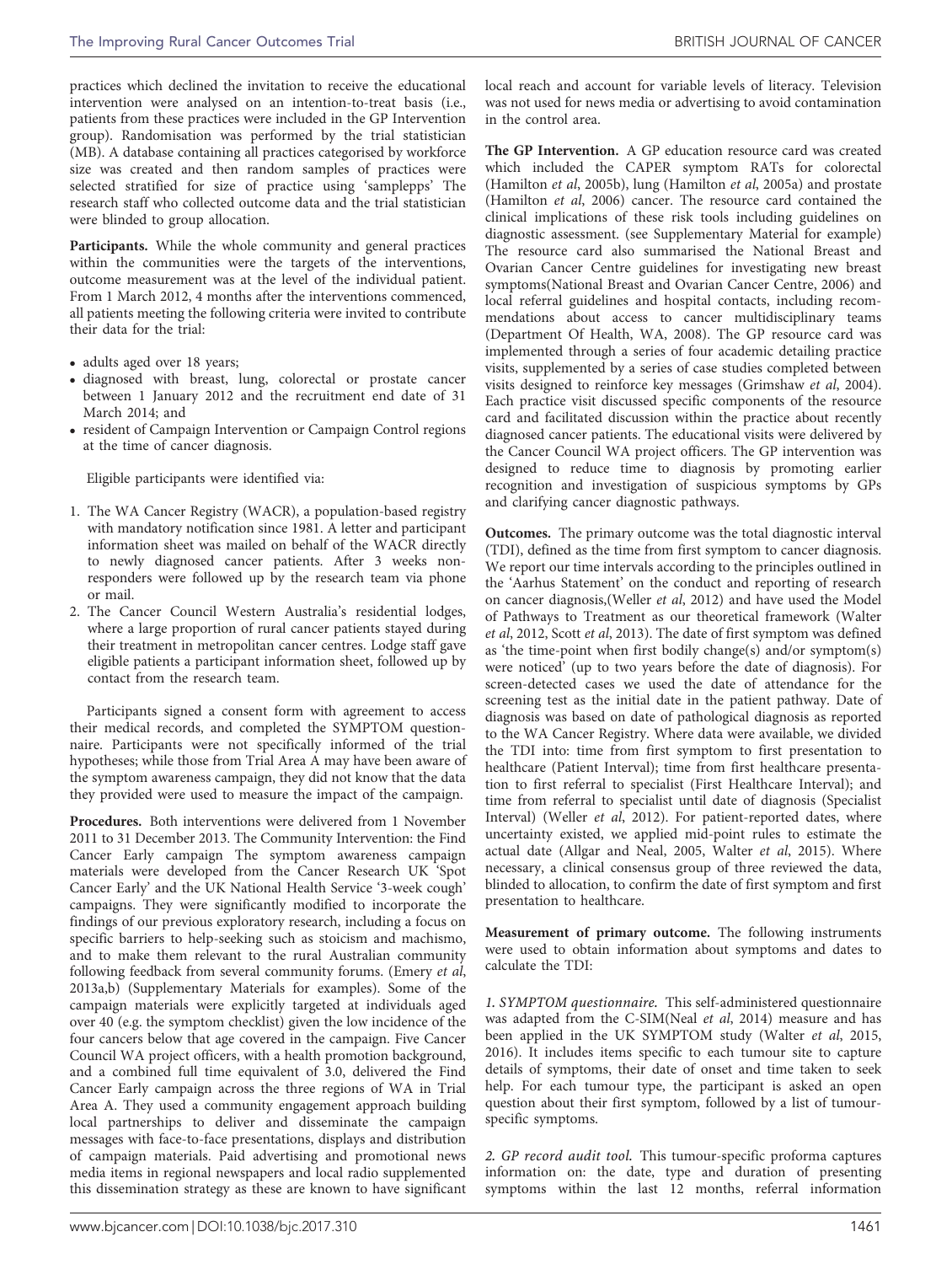practices which declined the invitation to receive the educational intervention were analysed on an intention-to-treat basis (i.e., patients from these practices were included in the GP Intervention group). Randomisation was performed by the trial statistician (MB). A database containing all practices categorised by workforce size was created and then random samples of practices were selected stratified for size of practice using 'samplepps' The research staff who collected outcome data and the trial statistician were blinded to group allocation.

**Participants.** While the whole community and general practices within the communities were the targets of the interventions, outcome measurement was at the level of the individual patient. From 1 March 2012, 4 months after the interventions commenced, all patients meeting the following criteria were invited to contribute their data for the trial:

- adults aged over 18 years;
- diagnosed with breast, lung, colorectal or prostate cancer between 1 January 2012 and the recruitment end date of 31 March 2014; and
- resident of Campaign Intervention or Campaign Control regions at the time of cancer diagnosis.

Eligible participants were identified via:

1. The WA Cancer Registry (WACR), a population-based registry with mandatory notification since 1981. A letter and participant information sheet was mailed on behalf of the WACR directly to newly diagnosed cancer patients. After 3 weeks non-responders were followed up by the research team via phone or mail.
2. The Cancer Council Western Australia's residential lodges, where a large proportion of rural cancer patients stayed during their treatment in metropolitan cancer centres. Lodge staff gave eligible patients a participant information sheet, followed up by contact from the research team.

Participants signed a consent form with agreement to access their medical records, and completed the SYMPTOM questionnaire. Participants were not specifically informed of the trial hypotheses; while those from Trial Area A may have been aware of the symptom awareness campaign, they did not know that the data they provided were used to measure the impact of the campaign.

**Procedures.** Both interventions were delivered from 1 November 2011 to 31 December 2013. The Community Intervention: the Find Cancer Early campaign The symptom awareness campaign materials were developed from the Cancer Research UK 'Spot Cancer Early' and the UK National Health Service '3-week cough' campaigns. They were significantly modified to incorporate the findings of our previous exploratory research, including a focus on specific barriers to help-seeking such as stoicism and machismo, and to make them relevant to the rural Australian community following feedback from several community forums. (Emery *et al*, 2013a,b) (Supplementary Materials for examples). Some of the campaign materials were explicitly targeted at individuals aged over 40 (e.g. the symptom checklist) given the low incidence of the four cancers below that age covered in the campaign. Five Cancer Council WA project officers, with a health promotion background, and a combined full time equivalent of 3.0, delivered the Find Cancer Early campaign across the three regions of WA in Trial Area A. They used a community engagement approach building local partnerships to deliver and disseminate the campaign messages with face-to-face presentations, displays and distribution of campaign materials. Paid advertising and promotional news media items in regional newspapers and local radio supplemented this dissemination strategy as these are known to have significant local reach and account for variable levels of literacy. Television was not used for news media or advertising to avoid contamination in the control area.

**The GP Intervention.** A GP education resource card was created which included the CAPER symptom RATs for colorectal (Hamilton *et al*, 2005b), lung (Hamilton *et al*, 2005a) and prostate (Hamilton *et al*, 2006) cancer. The resource card contained the clinical implications of these risk tools including guidelines on diagnostic assessment. (see Supplementary Material for example) The resource card also summarised the National Breast and Ovarian Cancer Centre guidelines for investigating new breast symptoms(National Breast and Ovarian Cancer Centre, 2006) and local referral guidelines and hospital contacts, including recommendations about access to cancer multidisciplinary teams (Department Of Health, WA, 2008). The GP resource card was implemented through a series of four academic detailing practice visits, supplemented by a series of case studies completed between visits designed to reinforce key messages (Grimshaw *et al*, 2004). Each practice visit discussed specific components of the resource card and facilitated discussion within the practice about recently diagnosed cancer patients. The educational visits were delivered by the Cancer Council WA project officers. The GP intervention was designed to reduce time to diagnosis by promoting earlier recognition and investigation of suspicious symptoms by GPs and clarifying cancer diagnostic pathways.

**Outcomes.** The primary outcome was the total diagnostic interval (TDI), defined as the time from first symptom to cancer diagnosis. We report our time intervals according to the principles outlined in the 'Aarhus Statement' on the conduct and reporting of research on cancer diagnosis,(Weller *et al*, 2012) and have used the Model of Pathways to Treatment as our theoretical framework (Walter *et al*, 2012, Scott *et al*, 2013). The date of first symptom was defined as 'the time-point when first bodily change(s) and/or symptom(s) were noticed' (up to two years before the date of diagnosis). For screen-detected cases we used the date of attendance for the screening test as the initial date in the patient pathway. Date of diagnosis was based on date of pathological diagnosis as reported to the WA Cancer Registry. Where data were available, we divided the TDI into: time from first symptom to first presentation to healthcare (Patient Interval); time from first healthcare presentation to first referral to specialist (First Healthcare Interval); and time from referral to specialist until date of diagnosis (Specialist Interval) (Weller *et al*, 2012). For patient-reported dates, where uncertainty existed, we applied mid-point rules to estimate the actual date (Allgar and Neal, 2005, Walter *et al*, 2015). Where necessary, a clinical consensus group of three reviewed the data, blinded to allocation, to confirm the date of first symptom and first presentation to healthcare.

**Measurement of primary outcome.** The following instruments were used to obtain information about symptoms and dates to calculate the TDI:

*1. SYMPTOM questionnaire.* This self-administered questionnaire was adapted from the C-SIM(Neal *et al*, 2014) measure and has been applied in the UK SYMPTOM study (Walter *et al*, 2015, 2016). It includes items specific to each tumour site to capture details of symptoms, their date of onset and time taken to seek help. For each tumour type, the participant is asked an open question about their first symptom, followed by a list of tumour-specific symptoms.

*2. GP record audit tool.* This tumour-specific proforma captures information on: the date, type and duration of presenting symptoms within the last 12 months, referral information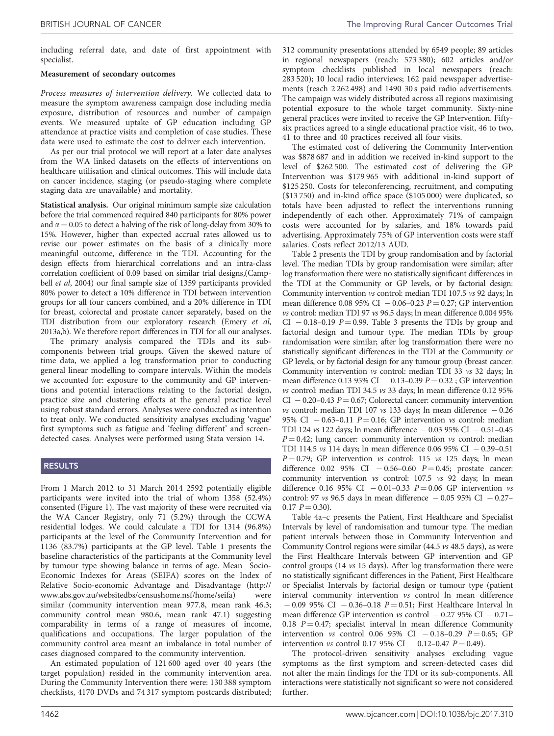including referral date, and date of first appointment with specialist.

#### Measurement of secondary outcomes

*Process measures of intervention delivery.* We collected data to measure the symptom awareness campaign dose including media exposure, distribution of resources and number of campaign events. We measured uptake of GP education including GP attendance at practice visits and completion of case studies. These data were used to estimate the cost to deliver each intervention.

As per our trial protocol we will report at a later date analyses from the WA linked datasets on the effects of interventions on healthcare utilisation and clinical outcomes. This will include data on cancer incidence, staging (or pseudo-staging where complete staging data are unavailable) and mortality.

**Statistical analysis.** Our original minimum sample size calculation before the trial commenced required 840 participants for 80% power and $\alpha = 0.05$ to detect a halving of the risk of long-delay from 30% to 15%. However, higher than expected accrual rates allowed us to revise our power estimates on the basis of a clinically more meaningful outcome, difference in the TDI. Accounting for the design effects from hierarchical correlations and an intra-class correlation coefficient of 0.09 based on similar trial designs,(Campbell *et al*, 2004) our final sample size of 1359 participants provided 80% power to detect a 10% difference in TDI between intervention groups for all four cancers combined, and a 20% difference in TDI for breast, colorectal and prostate cancer separately, based on the TDI distribution from our exploratory research (Emery *et al*, 2013a,b). We therefore report differences in TDI for all our analyses.

The primary analysis compared the TDIs and its sub-components between trial groups. Given the skewed nature of time data, we applied a log transformation prior to conducting general linear modelling to compare intervals. Within the models we accounted for: exposure to the community and GP interventions and potential interactions relating to the factorial design, practice size and clustering effects at the general practice level using robust standard errors. Analyses were conducted as intention to treat only. We conducted sensitivity analyses excluding 'vague' first symptoms such as fatigue and 'feeling different' and screen-detected cases. Analyses were performed using Stata version 14.

## RESULTS

From 1 March 2012 to 31 March 2014 2592 potentially eligible participants were invited into the trial of whom 1358 (52.4%) consented (Figure 1). The vast majority of these were recruited via the WA Cancer Registry, only 71 (5.2%) through the CCWA residential lodges. We could calculate a TDI for 1314 (96.8%) participants at the level of the Community Intervention and for 1136 (83.7%) participants at the GP level. Table 1 presents the baseline characteristics of the participants at the Community level by tumour type showing balance in terms of age. Mean Socio-Economic Indexes for Areas (SEIFA) scores on the Index of Relative Socio-economic Advantage and Disadvantage (http://www.abs.gov.au/websitedbs/censushome.nsf/home/seifa) were similar (community intervention mean 977.8, mean rank 46.3; community control mean 980.6, mean rank 47.1) suggesting comparability in terms of a range of measures of income, qualifications and occupations. The larger population of the community control area meant an imbalance in total number of cases diagnosed compared to the community intervention.

An estimated population of 121 600 aged over 40 years (the target population) resided in the community intervention area. During the Community Intervention there were: 130 388 symptom checklists, 4170 DVDs and 74 317 symptom postcards distributed; 312 community presentations attended by 6549 people; 89 articles in regional newspapers (reach: 573 380); 602 articles and/or symptom checklists published in local newspapers (reach: 283 520); 10 local radio interviews; 162 paid newspaper advertisements (reach 2 262 498) and 1490 30 s paid radio advertisements. The campaign was widely distributed across all regions maximising potential exposure to the whole target community. Sixty-nine general practices were invited to receive the GP Intervention. Fifty-six practices agreed to a single educational practice visit, 46 to two, 41 to three and 40 practices received all four visits.

The estimated cost of delivering the Community Intervention was \$878 687 and in addition we received in-kind support to the level of \$262 500. The estimated cost of delivering the GP Intervention was \$179 965 with additional in-kind support of \$125 250. Costs for teleconferencing, recruitment, and computing (\$13 750) and in-kind office space (\$105 000) were duplicated, so totals have been adjusted to reflect the interventions running independently of each other. Approximately 71% of campaign costs were accounted for by salaries, and 18% towards paid advertising. Approximately 75% of GP intervention costs were staff salaries. Costs reflect 2012/13 AUD.

Table 2 presents the TDI by group randomisation and by factorial level. The median TDIs by group randomisation were similar; after log transformation there were no statistically significant differences in the TDI at the Community or GP levels, or by factorial design: Community intervention *vs* control: median TDI 107.5 *vs* 92 days; ln mean difference 0.08 95% CI $-0.06$–0.23 $P = 0.27$; GP intervention *vs* control: median TDI 97 *vs* 96.5 days; ln mean difference 0.004 95% CI $-0.18$–0.19 $P = 0.99$. Table 3 presents the TDIs by group and factorial design and tumour type. The median TDIs by group randomisation were similar; after log transformation there were no statistically significant differences in the TDI at the Community or GP levels, or by factorial design for any tumour group (breast cancer: Community intervention *vs* control: median TDI 33 *vs* 32 days; ln mean difference 0.13 95% CI $-0.13$–0.39 $P = 0.32$ ; GP intervention *vs* control: median TDI 34.5 *vs* 33 days; ln mean difference 0.12 95% CI $-0.20$–0.43 $P = 0.67$; Colorectal cancer: community intervention *vs* control: median TDI 107 *vs* 133 days; ln mean difference $-0.26$ 95% CI $-0.63$–0.11 $P = 0.16$; GP intervention *vs* control: median TDI 124 *vs* 122 days; ln mean difference $-0.03$ 95% CI $-0.51$–0.45 $P = 0.42$; lung cancer: community intervention *vs* control: median TDI 114.5 *vs* 114 days; ln mean difference 0.06 95% CI $-0.39$–0.51 $P = 0.79$; GP intervention *vs* control: 115 *vs* 125 days; ln mean difference 0.02 95% CI $-0.56$–0.60 $P = 0.45$; prostate cancer: community intervention *vs* control: 107.5 *vs* 92 days; ln mean difference 0.16 95% CI $-0.01$–0.33 $P = 0.06$ GP intervention *vs* control: 97 *vs* 96.5 days ln mean difference $-0.05$ 95% CI $-0.27$–0.17 $P = 0.30$).

Table 4a–c presents the Patient, First Healthcare and Specialist Intervals by level of randomisation and tumour type. The median patient intervals between those in Community Intervention and Community Control regions were similar (44.5 *vs* 48.5 days), as were the First Healthcare Intervals between GP intervention and GP control groups (14 *vs* 15 days). After log transformation there were no statistically significant differences in the Patient, First Healthcare or Specialist Intervals by factorial design or tumour type (patient interval community intervention *vs* control ln mean difference $-0.09$ 95% CI $-0.36$–0.18 $P = 0.51$; First Healthcare Interval ln mean difference GP intervention *vs* control $-0.27$ 95% CI $-0.71$–0.18 $P = 0.47$; specialist interval ln mean difference Community intervention *vs* control 0.06 95% CI $-0.18$–0.29 $P = 0.65$; GP intervention *vs* control 0.17 95% CI $-0.12$–0.47 $P = 0.49$).

The protocol-driven sensitivity analyses excluding vague symptoms as the first symptom and screen-detected cases did not alter the main findings for the TDI or its sub-components. All interactions were statistically not significant so were not considered further.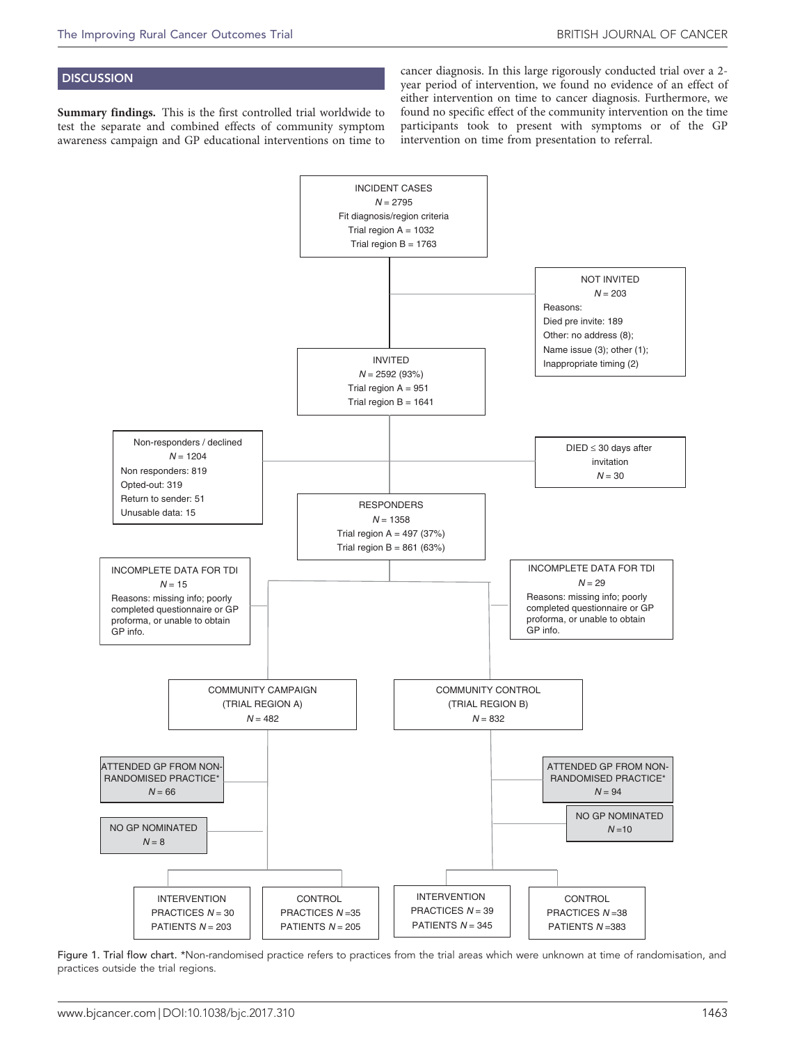## DISCUSSION

**Summary findings.** This is the first controlled trial worldwide to test the separate and combined effects of community symptom awareness campaign and GP educational interventions on time to cancer diagnosis. In this large rigorously conducted trial over a 2-year period of intervention, we found no evidence of an effect of either intervention on time to cancer diagnosis. Furthermore, we found no specific effect of the community intervention on the time participants took to present with symptoms or of the GP intervention on time from presentation to referral.

INCIDENT CASES
$N = 2795$
Fit diagnosis/region criteria
Trial region A = 1032
Trial region B = 1763

NOT INVITED
$N = 203$
Reasons:
Died pre invite: 189
Other: no address (8);
Name issue (3); other (1);
Inappropriate timing (2)

INVITED
$N = 2592$ (93%)
Trial region A = 951
Trial region B = 1641

Non-responders / declined
$N = 1204$
Non responders: 819
Opted-out: 319
Return to sender: 51
Unusable data: 15

DIED ≤ 30 days after invitation
$N = 30$

RESPONDERS
$N = 1358$
Trial region A = 497 (37%)
Trial region B = 861 (63%)

INCOMPLETE DATA FOR TDI
$N = 15$
Reasons: missing info; poorly completed questionnaire or GP proforma, or unable to obtain GP info.

INCOMPLETE DATA FOR TDI
$N = 29$
Reasons: missing info; poorly completed questionnaire or GP proforma, or unable to obtain GP info.

COMMUNITY CAMPAIGN (TRIAL REGION A)
$N = 482$

COMMUNITY CONTROL (TRIAL REGION B)
$N = 832$

ATTENDED GP FROM NON-RANDOMISED PRACTICE*
$N = 66$

NO GP NOMINATED
$N = 8$

ATTENDED GP FROM NON-RANDOMISED PRACTICE*
$N = 94$

NO GP NOMINATED
$N = 10$

INTERVENTION PRACTICES $N = 30$ PATIENTS $N = 203$

CONTROL PRACTICES $N = 35$ PATIENTS $N = 205$

INTERVENTION PRACTICES $N = 39$ PATIENTS $N = 345$

CONTROL PRACTICES $N = 38$ PATIENTS $N = 383$

Figure 1. Trial flow chart. *Non-randomised practice refers to practices from the trial areas which were unknown at time of randomisation, and practices outside the trial regions.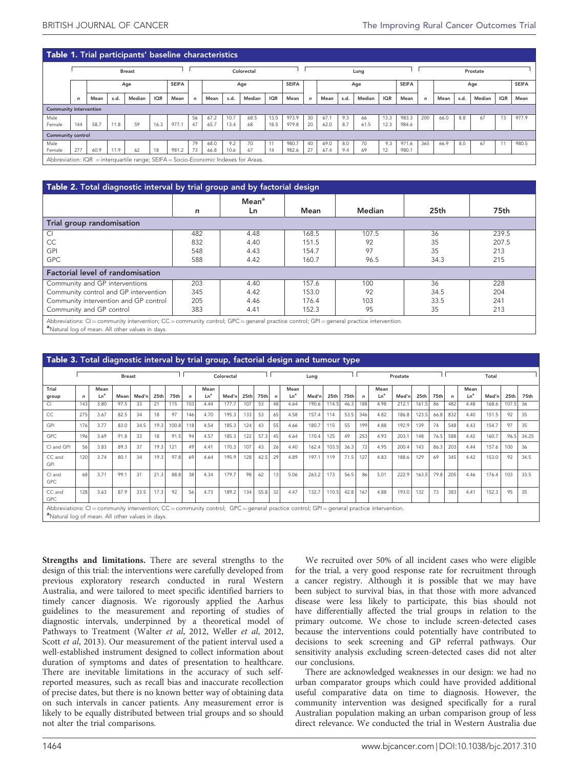**Table 1. Trial participants' baseline characteristics**

| | Breast | | | | | | Colorectal | | | | | | Lung | | | | | | Prostate | | | | | |
|---|---|---|---|---|---|---|---|---|---|---|---|---|---|---|---|---|---|---|---|---|---|---|---|---|
| | | Age | | | | SEIFA | | Age | | | | SEIFA | | Age | | | | SEIFA | | Age | | | | SEIFA |
| | n | Mean | s.d. | Median | IQR | Mean | n | Mean | s.d. | Median | IQR | Mean | n | Mean | s.d. | Median | IQR | Mean | n | Mean | s.d. | Median | IQR | Mean |
| **Community intervention** | | | | | | | | | | | | | | | | | | | | | | | | |
| Male | | | | | | | 56 | 67.2 | 10.7 | 68.5 | 13.5 | 973.9 | 30 | 67.1 | 9.3 | 66 | 13.3 | 983.3 | 200 | 66.0 | 8.8 | 67 | 13 | 977.9 |
| Female | 144 | 58.7 | 11.8 | 59 | 16.3 | 977.1 | 47 | 65.7 | 13.4 | 68 | 18.5 | 979.8 | 20 | 62.0 | 8.7 | 61.5 | 12.3 | 984.6 | | | | | | |
| **Community control** | | | | | | | | | | | | | | | | | | | | | | | | |
| Male | | | | | | | 79 | 68.0 | 9.2 | 70 | 11 | 980.7 | 40 | 69.0 | 8.0 | 70 | 9.3 | 971.6 | 365 | 66.9 | 8.0 | 67 | 11 | 980.5 |
| Female | 277 | 60.9 | 11.9 | 62 | 18 | 981.2 | 73 | 66.8 | 10.6 | 67 | 14 | 982.6 | 27 | 67.4 | 9.4 | 69 | 12 | 980.1 | | | | | | |

Abbreviation: IQR = interquartile range; SEIFA = Socio-Economic Indexes for Areas.

**Table 2. Total diagnostic interval by trial group and by factorial design**

| | n | Mean[a] Ln | Mean | Median | 25th | 75th |
|---|---|---|---|---|---|---|
| **Trial group randomisation** | | | | | | |
| CI | 482 | 4.48 | 168.5 | 107.5 | 36 | 239.5 |
| CC | 832 | 4.40 | 151.5 | 92 | 35 | 207.5 |
| GPI | 548 | 4.43 | 154.7 | 97 | 35 | 213 |
| GPC | 588 | 4.42 | 160.7 | 96.5 | 34.3 | 215 |
| **Factorial level of randomisation** | | | | | | |
| Community and GP interventions | 203 | 4.40 | 157.6 | 100 | 36 | 228 |
| Community control and GP intervention | 345 | 4.42 | 153.0 | 92 | 34.5 | 204 |
| Community intervention and GP control | 205 | 4.46 | 176.4 | 103 | 33.5 | 241 |
| Community and GP control | 383 | 4.41 | 152.3 | 95 | 35 | 213 |

Abbreviations: CI = community intervention; CC = community control; GPC = general practice control; GPI = general practice intervention.
[a]Natural log of mean. All other values in days.

**Table 3. Total diagnostic interval by trial group, factorial design and tumour type**

| | Breast | | | | | | Colorectal | | | | | | Lung | | | | | | Prostate | | | | | | Total | | | | | |
|---|---|---|---|---|---|---|---|---|---|---|---|---|---|---|---|---|---|---|---|---|---|---|---|---|---|---|---|---|---|---|
| Trial group | n | Mean Ln[a] | Mean | Med'n | 25th | 75th | n | Mean Ln[a] | Med'n | 25th | 75th | n | Mean Ln[a] | Med'n | 25th | 75th | n | Mean Ln[a] | Med'n | 25th | 75th | n | Mean Ln[a] | Med'n | 25th | 75th | | | | | |
| CI | 143 | 3.80 | 97.5 | 33 | 21 | 115 | 103 | 4.44 | 177.7 | 107 | 53 | 48 | 4.64 | 190.6 | 114.5 | 46.3 | 188 | 4.98 | 212.1 | 161.5 | 86 | 482 | 4.48 | 168.6 | 107.5 | 36 | | | | | |
| CC | 275 | 3.67 | 82.5 | 34 | 18 | 97 | 146 | 4.70 | 195.3 | 133 | 53 | 65 | 4.58 | 157.4 | 114 | 53.5 | 346 | 4.82 | 186.8 | 123.5 | 66.8 | 832 | 4.40 | 151.5 | 92 | 35 | | | | | |
| GPI | 176 | 3.77 | 83.0 | 34.5 | 19.3 | 100.8 | 118 | 4.54 | 185.3 | 124 | 43 | 55 | 4.66 | 180.7 | 115 | 55 | 199 | 4.88 | 192.9 | 139 | 74 | 548 | 4.43 | 154.7 | 97 | 35 | | | | | |
| GPC | 196 | 3.69 | 91.8 | 33 | 18 | 91.5 | 94 | 4.57 | 185.3 | 122 | 57.3 | 45 | 4.64 | 170.4 | 125 | 49 | 253 | 4.93 | 203.1 | 148 | 76.5 | 588 | 4.42 | 160.7 | 96.5 | 34.25 | | | | | |
| CI and GPI | 56 | 3.83 | 89.3 | 37 | 19.3 | 121 | 49 | 4.41 | 170.3 | 107 | 43 | 26 | 4.40 | 162.4 | 103.5 | 36.3 | 72 | 4.95 | 200.4 | 143 | 86.3 | 203 | 4.44 | 157.6 | 100 | 36 | | | | | |
| CC and GPI | 120 | 3.74 | 80.1 | 34 | 19.3 | 97.8 | 69 | 4.64 | 195.9 | 128 | 42.5 | 29 | 4.89 | 197.1 | 119 | 71.5 | 127 | 4.83 | 188.6 | 129 | 69 | 345 | 4.42 | 153.0 | 92 | 34.5 | | | | | |
| CI and GPC | 68 | 3.71 | 99.1 | 31 | 21.3 | 88.8 | 38 | 4.34 | 179.7 | 98 | 62 | 13 | 5.06 | 263.2 | 173 | 56.5 | 86 | 5.01 | 222.9 | 163.5 | 79.8 | 205 | 4.46 | 176.4 | 103 | 33.5 | | | | | |
| CC and GPC | 128 | 3.63 | 87.9 | 33.5 | 17.3 | 92 | 56 | 4.73 | 189.2 | 134 | 55.8 | 32 | 4.47 | 132.7 | 110.5 | 42.8 | 167 | 4.88 | 193.0 | 132 | 73 | 383 | 4.41 | 152.3 | 95 | 35 | | | | | |

Abbreviations: CI = community intervention; CC = community control; GPC = general practice control; GPI = general practice intervention.
[a]Natural log of mean. All other values in days.

**Strengths and limitations.** There are several strengths to the design of this trial: the interventions were carefully developed from previous exploratory research conducted in rural Western Australia, and were tailored to meet specific identified barriers to timely cancer diagnosis. We rigorously applied the Aarhus guidelines to the measurement and reporting of studies of diagnostic intervals, underpinned by a theoretical model of Pathways to Treatment (Walter *et al*, 2012, Weller *et al*, 2012, Scott *et al*, 2013). Our measurement of the patient interval used a well-established instrument designed to collect information about duration of symptoms and dates of presentation to healthcare. There are inevitable limitations in the accuracy of such self-reported measures, such as recall bias and inaccurate recollection of precise dates, but there is no known better way of obtaining data on such intervals in cancer patients. Any measurement error is likely to be equally distributed between trial groups and so should not alter the trial comparisons.

We recruited over 50% of all incident cases who were eligible for the trial, a very good response rate for recruitment through a cancer registry. Although it is possible that we may have been subject to survival bias, in that those with more advanced disease were less likely to participate, this bias should not have differentially affected the trial groups in relation to the primary outcome. We chose to include screen-detected cases because the interventions could potentially have contributed to decisions to seek screening and GP referral pathways. Our sensitivity analysis excluding screen-detected cases did not alter our conclusions.

There are acknowledged weaknesses in our design: we had no urban comparator groups which could have provided additional useful comparative data on time to diagnosis. However, the community intervention was designed specifically for a rural Australian population making an urban comparison group of less direct relevance. We conducted the trial in Western Australia due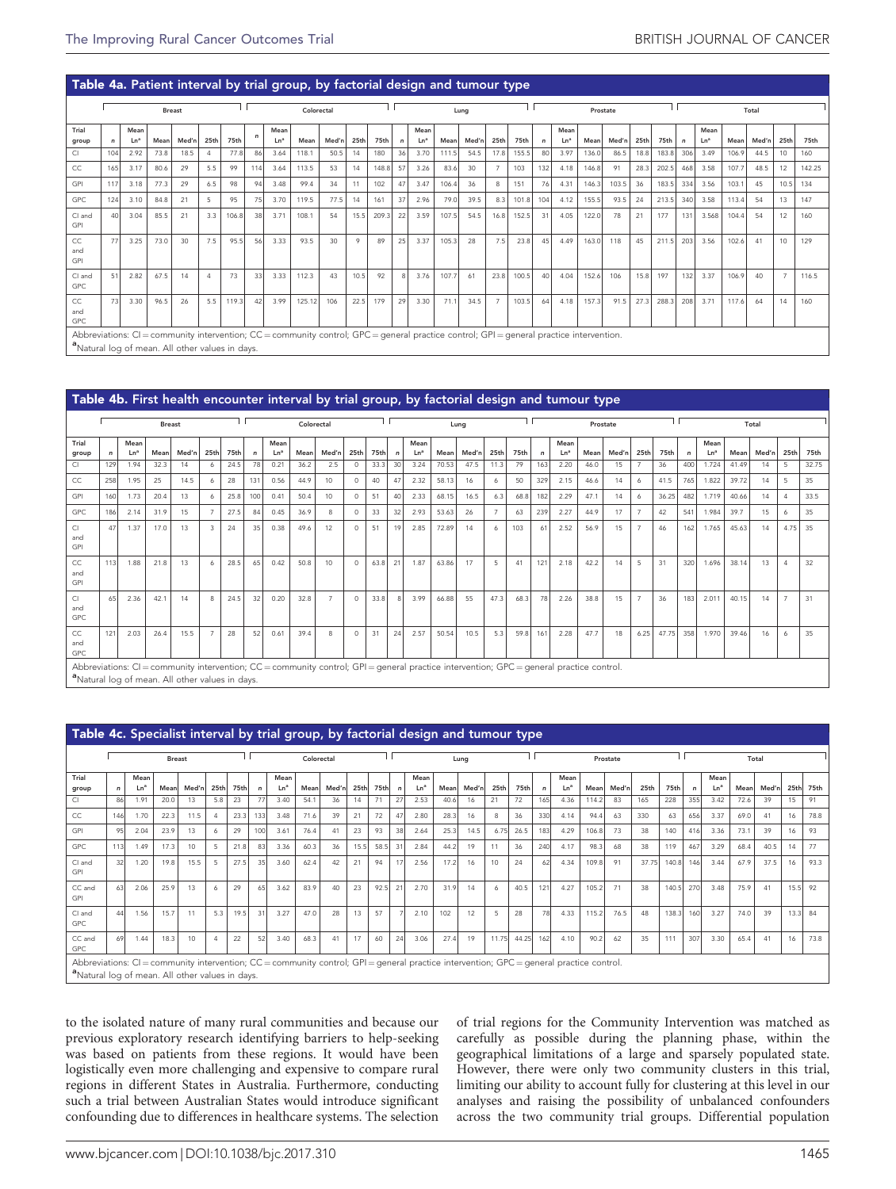## Table 4a. Patient interval by trial group, by factorial design and tumour type

| | Breast | | | | | | Colorectal | | | | | | Lung | | | | | | Prostate | | | | | | Total | | | | | |
|---|---|---|---|---|---|---|---|---|---|---|---|---|---|---|---|---|---|---|---|---|---|---|---|---|---|---|---|---|---|---|
| Trial group | n | Mean Ln[a] | Mean | Med'n | 25th | 75th | n | Mean Ln[a] | Mean | Med'n | 25th | 75th | n | Mean Ln[a] | Mean | Med'n | 25th | 75th | n | Mean Ln[a] | Mean | Med'n | 25th | 75th | n | Mean Ln[a] | Mean | Med'n | 25th | 75th |
| CI | 104 | 2.92 | 73.8 | 18.5 | 4 | 77.8 | 86 | 3.64 | 118.1 | 50.5 | 14 | 180 | 36 | 3.70 | 111.5 | 54.5 | 17.8 | 155.5 | 80 | 3.97 | 136.0 | 86.5 | 18.8 | 183.8 | 306 | 3.49 | 106.9 | 44.5 | 10 | 160 |
| CC | 165 | 3.17 | 80.6 | 29 | 5.5 | 99 | 114 | 3.64 | 113.5 | 53 | 14 | 148.8 | 57 | 3.26 | 83.6 | 30 | 7 | 103 | 132 | 4.18 | 146.8 | 91 | 28.3 | 202.5 | 468 | 3.58 | 107.7 | 48.5 | 12 | 142.25 |
| GPI | 117 | 3.18 | 77.3 | 29 | 6.5 | 98 | 94 | 3.48 | 99.4 | 34 | 11 | 102 | 47 | 3.47 | 106.4 | 36 | 8 | 151 | 76 | 4.31 | 146.3 | 103.5 | 36 | 183.5 | 334 | 3.56 | 103.1 | 45 | 10.5 | 134 |
| GPC | 124 | 3.10 | 84.8 | 21 | 5 | 95 | 75 | 3.70 | 119.5 | 77.5 | 14 | 161 | 37 | 2.96 | 79.0 | 39.5 | 8.3 | 101.8 | 104 | 4.12 | 155.5 | 93.5 | 24 | 213.5 | 340 | 3.58 | 113.4 | 54 | 13 | 147 |
| CI and GPI | 40 | 3.04 | 85.5 | 21 | 3.3 | 106.8 | 38 | 3.71 | 108.1 | 54 | 15.5 | 209.3 | 22 | 3.59 | 107.5 | 54.5 | 16.8 | 152.5 | 31 | 4.05 | 122.0 | 78 | 21 | 177 | 131 | 3.568 | 104.4 | 54 | 12 | 160 |
| CC and GPI | 77 | 3.25 | 73.0 | 30 | 7.5 | 95.5 | 56 | 3.33 | 93.5 | 30 | 9 | 89 | 25 | 3.37 | 105.3 | 28 | 7.5 | 23.8 | 45 | 4.49 | 163.0 | 118 | 45 | 211.5 | 203 | 3.56 | 102.6 | 41 | 10 | 129 |
| CI and GPC | 51 | 2.82 | 67.5 | 14 | 4 | 73 | 33 | 3.33 | 112.3 | 43 | 10.5 | 92 | 8 | 3.76 | 107.7 | 61 | 23.8 | 100.5 | 40 | 4.04 | 152.6 | 106 | 15.8 | 197 | 132 | 3.37 | 106.9 | 40 | 7 | 116.5 |
| CC and GPC | 73 | 3.30 | 96.5 | 26 | 5.5 | 119.3 | 42 | 3.99 | 125.12 | 106 | 22.5 | 179 | 29 | 3.30 | 71.1 | 34.5 | 7 | 103.5 | 64 | 4.18 | 157.3 | 91.5 | 27.3 | 288.3 | 208 | 3.71 | 117.6 | 64 | 14 | 160 |

Abbreviations: CI = community intervention; CC = community control; GPC = general practice control; GPI = general practice intervention.
[a]Natural log of mean. All other values in days.

## Table 4b. First health encounter interval by trial group, by factorial design and tumour type

| | Breast | | | | | | Colorectal | | | | | | Lung | | | | | | Prostate | | | | | | Total | | | | | |
|---|---|---|---|---|---|---|---|---|---|---|---|---|---|---|---|---|---|---|---|---|---|---|---|---|---|---|---|---|---|---|
| Trial group | n | Mean Ln[a] | Mean | Med'n | 25th | 75th | n | Mean Ln[a] | Mean | Med'n | 25th | 75th | n | Mean Ln[a] | Mean | Med'n | 25th | 75th | n | Mean Ln[a] | Mean | Med'n | 25th | 75th | n | Mean Ln[a] | Mean | Med'n | 25th | 75th |
| CI | 129 | 1.94 | 32.3 | 14 | 6 | 24.5 | 78 | 0.21 | 36.2 | 2.5 | 0 | 33.3 | 30 | 3.24 | 70.53 | 47.5 | 11.3 | 79 | 163 | 2.20 | 46.0 | 15 | 7 | 36 | 400 | 1.724 | 41.49 | 14 | 5 | 32.75 |
| CC | 258 | 1.95 | 25 | 14.5 | 6 | 28 | 131 | 0.56 | 44.9 | 10 | 0 | 40 | 47 | 2.32 | 58.13 | 16 | 6 | 50 | 329 | 2.15 | 46.6 | 14 | 6 | 41.5 | 765 | 1.822 | 39.72 | 14 | 5 | 35 |
| GPI | 160 | 1.73 | 20.4 | 13 | 6 | 25.8 | 100 | 0.41 | 50.4 | 10 | 0 | 51 | 40 | 2.33 | 68.15 | 16.5 | 6.3 | 68.8 | 182 | 2.29 | 47.1 | 14 | 6 | 36.25 | 482 | 1.719 | 40.66 | 14 | 4 | 33.5 |
| GPC | 186 | 2.14 | 31.9 | 15 | 7 | 27.5 | 84 | 0.45 | 36.9 | 8 | 0 | 33 | 32 | 2.93 | 53.63 | 26 | 7 | 63 | 239 | 2.27 | 44.9 | 17 | 7 | 42 | 541 | 1.984 | 39.7 | 15 | 6 | 35 |
| CI and GPI | 47 | 1.37 | 17.0 | 13 | 3 | 24 | 35 | 0.38 | 49.6 | 12 | 0 | 51 | 19 | 2.85 | 72.89 | 14 | 6 | 103 | 61 | 2.52 | 56.9 | 15 | 7 | 46 | 162 | 1.765 | 45.63 | 14 | 4.75 | 35 |
| CC and GPI | 113 | 1.88 | 21.8 | 13 | 6 | 28.5 | 65 | 0.42 | 50.8 | 10 | 0 | 63.8 | 21 | 1.87 | 63.86 | 17 | 5 | 41 | 121 | 2.18 | 42.2 | 14 | 5 | 31 | 320 | 1.696 | 38.14 | 13 | 4 | 32 |
| CI and GPC | 65 | 2.36 | 42.1 | 14 | 8 | 24.5 | 32 | 0.20 | 32.8 | 7 | 0 | 33.8 | 8 | 3.99 | 66.88 | 55 | 47.3 | 68.3 | 78 | 2.26 | 38.8 | 15 | 7 | 36 | 183 | 2.011 | 40.15 | 14 | 7 | 31 |
| CC and GPC | 121 | 2.03 | 26.4 | 15.5 | 7 | 28 | 52 | 0.61 | 39.4 | 8 | 0 | 31 | 24 | 2.57 | 50.54 | 10.5 | 5.3 | 59.8 | 161 | 2.28 | 47.7 | 18 | 6.25 | 47.75 | 358 | 1.970 | 39.46 | 16 | 6 | 35 |

Abbreviations: CI = community intervention; CC = community control; GPI = general practice intervention; GPC = general practice control.
[a]Natural log of mean. All other values in days.

## Table 4c. Specialist interval by trial group, by factorial design and tumour type

| | Breast | | | | | | Colorectal | | | | | | Lung | | | | | | Prostate | | | | | | Total | | | | | |
|---|---|---|---|---|---|---|---|---|---|---|---|---|---|---|---|---|---|---|---|---|---|---|---|---|---|---|---|---|---|---|
| Trial group | n | Mean Ln[a] | Mean | Med'n | 25th | 75th | n | Mean Ln[a] | Mean | Med'n | 25th | 75th | n | Mean Ln[a] | Mean | Med'n | 25th | 75th | n | Mean Ln[a] | Mean | Med'n | 25th | 75th | n | Mean Ln[a] | Mean | Med'n | 25th | 75th |
| CI | 86 | 1.91 | 20.0 | 13 | 5.8 | 23 | 77 | 3.40 | 54.1 | 36 | 14 | 71 | 27 | 2.53 | 40.6 | 16 | 21 | 72 | 165 | 4.36 | 114.2 | 83 | 165 | 228 | 355 | 3.42 | 72.6 | 39 | 15 | 91 |
| CC | 146 | 1.70 | 22.3 | 11.5 | 4 | 23.3 | 133 | 3.48 | 71.6 | 39 | 21 | 72 | 47 | 2.80 | 28.3 | 16 | 8 | 36 | 330 | 4.14 | 94.4 | 63 | 330 | 63 | 656 | 3.37 | 69.0 | 41 | 16 | 78.8 |
| GPI | 95 | 2.04 | 23.9 | 13 | 6 | 29 | 100 | 3.61 | 76.4 | 41 | 23 | 93 | 38 | 2.64 | 25.3 | 14.5 | 6.75 | 26.5 | 183 | 4.29 | 106.8 | 73 | 38 | 140 | 416 | 3.36 | 73.1 | 39 | 16 | 93 |
| GPC | 113 | 1.49 | 17.3 | 10 | 5 | 21.8 | 83 | 3.36 | 60.3 | 36 | 15.5 | 58.5 | 31 | 2.84 | 44.2 | 19 | 11 | 36 | 240 | 4.17 | 98.3 | 68 | 38 | 119 | 467 | 3.29 | 68.4 | 40.5 | 14 | 77 |
| CI and GPI | 32 | 1.20 | 19.8 | 15.5 | 5 | 27.5 | 35 | 3.60 | 62.4 | 42 | 21 | 94 | 17 | 2.56 | 17.2 | 16 | 10 | 24 | 62 | 4.34 | 109.8 | 91 | 37.75 | 140.8 | 146 | 3.44 | 67.9 | 37.5 | 16 | 93.3 |
| CC and GPI | 63 | 2.06 | 25.9 | 13 | 6 | 29 | 65 | 3.62 | 83.9 | 40 | 23 | 92.5 | 21 | 2.70 | 31.9 | 14 | 6 | 40.5 | 121 | 4.27 | 105.2 | 71 | 38 | 140.5 | 270 | 3.48 | 75.9 | 41 | 15.5 | 92 |
| CI and GPC | 44 | 1.56 | 15.7 | 11 | 5.3 | 19.5 | 31 | 3.27 | 47.0 | 28 | 13 | 57 | 7 | 2.10 | 102 | 12 | 5 | 28 | 78 | 4.33 | 115.2 | 76.5 | 48 | 138.3 | 160 | 3.27 | 74.0 | 39 | 13.3 | 84 |
| CC and GPC | 69 | 1.44 | 18.3 | 10 | 4 | 22 | 52 | 3.40 | 68.3 | 41 | 17 | 60 | 24 | 3.06 | 27.4 | 19 | 11.75 | 44.25 | 162 | 4.10 | 90.2 | 62 | 35 | 111 | 307 | 3.30 | 65.4 | 41 | 16 | 73.8 |

Abbreviations: CI = community intervention; CC = community control; GPI = general practice intervention; GPC = general practice control.
[a]Natural log of mean. All other values in days.

to the isolated nature of many rural communities and because our previous exploratory research identifying barriers to help-seeking was based on patients from these regions. It would have been logistically even more challenging and expensive to compare rural regions in different States in Australia. Furthermore, conducting such a trial between Australian States would introduce significant confounding due to differences in healthcare systems. The selection of trial regions for the Community Intervention was matched as carefully as possible during the planning phase, within the geographical limitations of a large and sparsely populated state. However, there were only two community clusters in this trial, limiting our ability to account fully for clustering at this level in our analyses and raising the possibility of unbalanced confounders across the two community trial groups. Differential population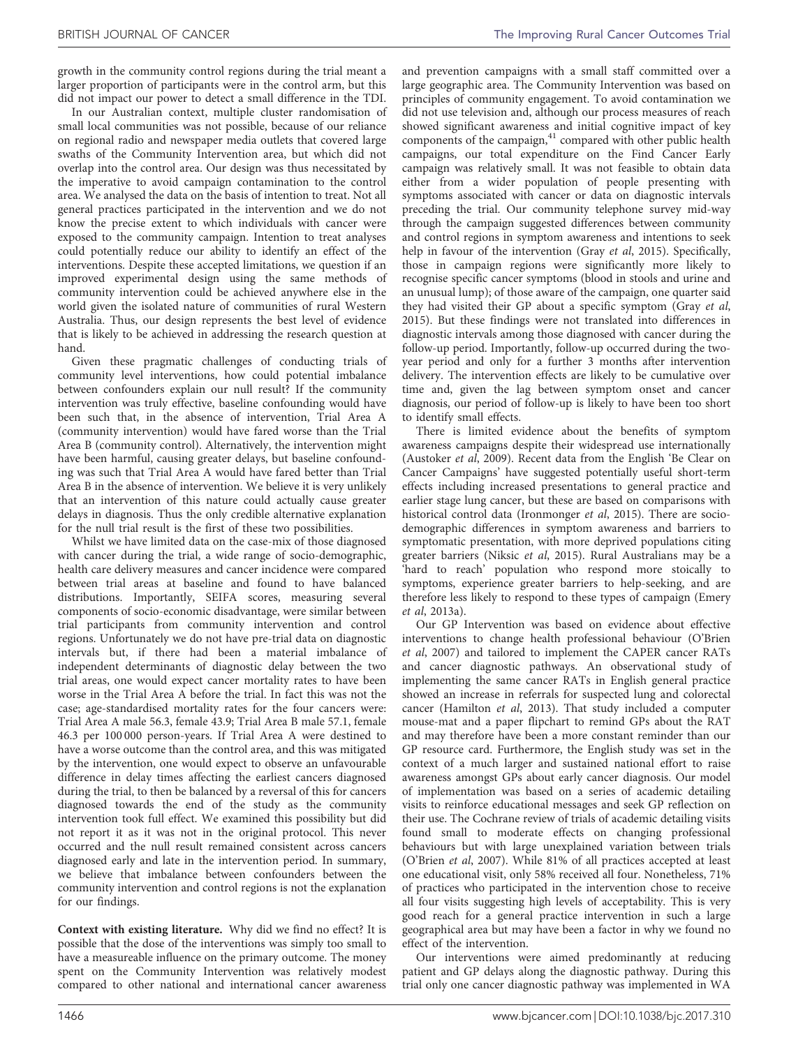growth in the community control regions during the trial meant a larger proportion of participants were in the control arm, but this did not impact our power to detect a small difference in the TDI.

In our Australian context, multiple cluster randomisation of small local communities was not possible, because of our reliance on regional radio and newspaper media outlets that covered large swaths of the Community Intervention area, but which did not overlap into the control area. Our design was thus necessitated by the imperative to avoid campaign contamination to the control area. We analysed the data on the basis of intention to treat. Not all general practices participated in the intervention and we do not know the precise extent to which individuals with cancer were exposed to the community campaign. Intention to treat analyses could potentially reduce our ability to identify an effect of the interventions. Despite these accepted limitations, we question if an improved experimental design using the same methods of community intervention could be achieved anywhere else in the world given the isolated nature of communities of rural Western Australia. Thus, our design represents the best level of evidence that is likely to be achieved in addressing the research question at hand.

Given these pragmatic challenges of conducting trials of community level interventions, how could potential imbalance between confounders explain our null result? If the community intervention was truly effective, baseline confounding would have been such that, in the absence of intervention, Trial Area A (community intervention) would have fared worse than the Trial Area B (community control). Alternatively, the intervention might have been harmful, causing greater delays, but baseline confounding was such that Trial Area A would have fared better than Trial Area B in the absence of intervention. We believe it is very unlikely that an intervention of this nature could actually cause greater delays in diagnosis. Thus the only credible alternative explanation for the null trial result is the first of these two possibilities.

Whilst we have limited data on the case-mix of those diagnosed with cancer during the trial, a wide range of socio-demographic, health care delivery measures and cancer incidence were compared between trial areas at baseline and found to have balanced distributions. Importantly, SEIFA scores, measuring several components of socio-economic disadvantage, were similar between trial participants from community intervention and control regions. Unfortunately we do not have pre-trial data on diagnostic intervals but, if there had been a material imbalance of independent determinants of diagnostic delay between the two trial areas, one would expect cancer mortality rates to have been worse in the Trial Area A before the trial. In fact this was not the case; age-standardised mortality rates for the four cancers were: Trial Area A male 56.3, female 43.9; Trial Area B male 57.1, female 46.3 per 100 000 person-years. If Trial Area A were destined to have a worse outcome than the control area, and this was mitigated by the intervention, one would expect to observe an unfavourable difference in delay times affecting the earliest cancers diagnosed during the trial, to then be balanced by a reversal of this for cancers diagnosed towards the end of the study as the community intervention took full effect. We examined this possibility but did not report it as it was not in the original protocol. This never occurred and the null result remained consistent across cancers diagnosed early and late in the intervention period. In summary, we believe that imbalance between confounders between the community intervention and control regions is not the explanation for our findings.

**Context with existing literature.** Why did we find no effect? It is possible that the dose of the interventions was simply too small to have a measureable influence on the primary outcome. The money spent on the Community Intervention was relatively modest compared to other national and international cancer awareness and prevention campaigns with a small staff committed over a large geographic area. The Community Intervention was based on principles of community engagement. To avoid contamination we did not use television and, although our process measures of reach showed significant awareness and initial cognitive impact of key components of the campaign,[41] compared with other public health campaigns, our total expenditure on the Find Cancer Early campaign was relatively small. It was not feasible to obtain data either from a wider population of people presenting with symptoms associated with cancer or data on diagnostic intervals preceding the trial. Our community telephone survey mid-way through the campaign suggested differences between community and control regions in symptom awareness and intentions to seek help in favour of the intervention (Gray *et al*, 2015). Specifically, those in campaign regions were significantly more likely to recognise specific cancer symptoms (blood in stools and urine and an unusual lump); of those aware of the campaign, one quarter said they had visited their GP about a specific symptom (Gray *et al*, 2015). But these findings were not translated into differences in diagnostic intervals among those diagnosed with cancer during the follow-up period. Importantly, follow-up occurred during the two-year period and only for a further 3 months after intervention delivery. The intervention effects are likely to be cumulative over time and, given the lag between symptom onset and cancer diagnosis, our period of follow-up is likely to have been too short to identify small effects.

There is limited evidence about the benefits of symptom awareness campaigns despite their widespread use internationally (Austoker *et al*, 2009). Recent data from the English 'Be Clear on Cancer Campaigns' have suggested potentially useful short-term effects including increased presentations to general practice and earlier stage lung cancer, but these are based on comparisons with historical control data (Ironmonger *et al*, 2015). There are socio-demographic differences in symptom awareness and barriers to symptomatic presentation, with more deprived populations citing greater barriers (Niksic *et al*, 2015). Rural Australians may be a 'hard to reach' population who respond more stoically to symptoms, experience greater barriers to help-seeking, and are therefore less likely to respond to these types of campaign (Emery *et al*, 2013a).

Our GP Intervention was based on evidence about effective interventions to change health professional behaviour (O'Brien *et al*, 2007) and tailored to implement the CAPER cancer RATs and cancer diagnostic pathways. An observational study of implementing the same cancer RATs in English general practice showed an increase in referrals for suspected lung and colorectal cancer (Hamilton *et al*, 2013). That study included a computer mouse-mat and a paper flipchart to remind GPs about the RAT and may therefore have been a more constant reminder than our GP resource card. Furthermore, the English study was set in the context of a much larger and sustained national effort to raise awareness amongst GPs about early cancer diagnosis. Our model of implementation was based on a series of academic detailing visits to reinforce educational messages and seek GP reflection on their use. The Cochrane review of trials of academic detailing visits found small to moderate effects on changing professional behaviours but with large unexplained variation between trials (O'Brien *et al*, 2007). While 81% of all practices accepted at least one educational visit, only 58% received all four. Nonetheless, 71% of practices who participated in the intervention chose to receive all four visits suggesting high levels of acceptability. This is very good reach for a general practice intervention in such a large geographical area but may have been a factor in why we found no effect of the intervention.

Our interventions were aimed predominantly at reducing patient and GP delays along the diagnostic pathway. During this trial only one cancer diagnostic pathway was implemented in WA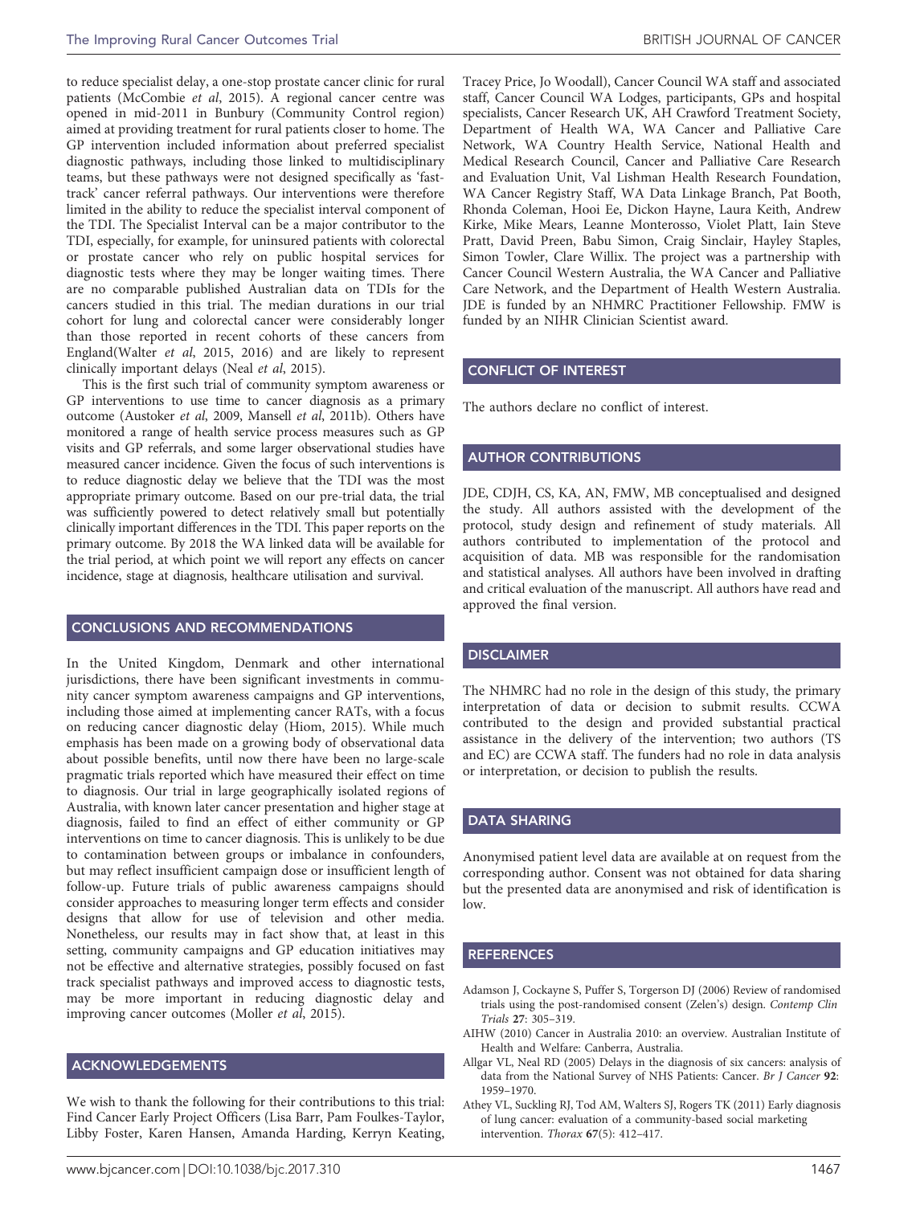to reduce specialist delay, a one-stop prostate cancer clinic for rural patients (McCombie *et al*, 2015). A regional cancer centre was opened in mid-2011 in Bunbury (Community Control region) aimed at providing treatment for rural patients closer to home. The GP intervention included information about preferred specialist diagnostic pathways, including those linked to multidisciplinary teams, but these pathways were not designed specifically as 'fast-track' cancer referral pathways. Our interventions were therefore limited in the ability to reduce the specialist interval component of the TDI. The Specialist Interval can be a major contributor to the TDI, especially, for example, for uninsured patients with colorectal or prostate cancer who rely on public hospital services for diagnostic tests where they may be longer waiting times. There are no comparable published Australian data on TDIs for the cancers studied in this trial. The median durations in our trial cohort for lung and colorectal cancer were considerably longer than those reported in recent cohorts of these cancers from England(Walter *et al*, 2015, 2016) and are likely to represent clinically important delays (Neal *et al*, 2015).

This is the first such trial of community symptom awareness or GP interventions to use time to cancer diagnosis as a primary outcome (Austoker *et al*, 2009, Mansell *et al*, 2011b). Others have monitored a range of health service process measures such as GP visits and GP referrals, and some larger observational studies have measured cancer incidence. Given the focus of such interventions is to reduce diagnostic delay we believe that the TDI was the most appropriate primary outcome. Based on our pre-trial data, the trial was sufficiently powered to detect relatively small but potentially clinically important differences in the TDI. This paper reports on the primary outcome. By 2018 the WA linked data will be available for the trial period, at which point we will report any effects on cancer incidence, stage at diagnosis, healthcare utilisation and survival.

## CONCLUSIONS AND RECOMMENDATIONS

In the United Kingdom, Denmark and other international jurisdictions, there have been significant investments in community cancer symptom awareness campaigns and GP interventions, including those aimed at implementing cancer RATs, with a focus on reducing cancer diagnostic delay (Hiom, 2015). While much emphasis has been made on a growing body of observational data about possible benefits, until now there have been no large-scale pragmatic trials reported which have measured their effect on time to diagnosis. Our trial in large geographically isolated regions of Australia, with known later cancer presentation and higher stage at diagnosis, failed to find an effect of either community or GP interventions on time to cancer diagnosis. This is unlikely to be due to contamination between groups or imbalance in confounders, but may reflect insufficient campaign dose or insufficient length of follow-up. Future trials of public awareness campaigns should consider approaches to measuring longer term effects and consider designs that allow for use of television and other media. Nonetheless, our results may in fact show that, at least in this setting, community campaigns and GP education initiatives may not be effective and alternative strategies, possibly focused on fast track specialist pathways and improved access to diagnostic tests, may be more important in reducing diagnostic delay and improving cancer outcomes (Moller *et al*, 2015).

## ACKNOWLEDGEMENTS

We wish to thank the following for their contributions to this trial: Find Cancer Early Project Officers (Lisa Barr, Pam Foulkes-Taylor, Libby Foster, Karen Hansen, Amanda Harding, Kerryn Keating, Tracey Price, Jo Woodall), Cancer Council WA staff and associated staff, Cancer Council WA Lodges, participants, GPs and hospital specialists, Cancer Research UK, AH Crawford Treatment Society, Department of Health WA, WA Cancer and Palliative Care Network, WA Country Health Service, National Health and Medical Research Council, Cancer and Palliative Care Research and Evaluation Unit, Val Lishman Health Research Foundation, WA Cancer Registry Staff, WA Data Linkage Branch, Pat Booth, Rhonda Coleman, Hooi Ee, Dickon Hayne, Laura Keith, Andrew Kirke, Mike Mears, Leanne Monterosso, Violet Platt, Iain Steve Pratt, David Preen, Babu Simon, Craig Sinclair, Hayley Staples, Simon Towler, Clare Willix. The project was a partnership with Cancer Council Western Australia, the WA Cancer and Palliative Care Network, and the Department of Health Western Australia. JDE is funded by an NHMRC Practitioner Fellowship. FMW is funded by an NIHR Clinician Scientist award.

## CONFLICT OF INTEREST

The authors declare no conflict of interest.

## AUTHOR CONTRIBUTIONS

JDE, CDJH, CS, KA, AN, FMW, MB conceptualised and designed the study. All authors assisted with the development of the protocol, study design and refinement of study materials. All authors contributed to implementation of the protocol and acquisition of data. MB was responsible for the randomisation and statistical analyses. All authors have been involved in drafting and critical evaluation of the manuscript. All authors have read and approved the final version.

## DISCLAIMER

The NHMRC had no role in the design of this study, the primary interpretation of data or decision to submit results. CCWA contributed to the design and provided substantial practical assistance in the delivery of the intervention; two authors (TS and EC) are CCWA staff. The funders had no role in data analysis or interpretation, or decision to publish the results.

## DATA SHARING

Anonymised patient level data are available at on request from the corresponding author. Consent was not obtained for data sharing but the presented data are anonymised and risk of identification is low.

## REFERENCES

Adamson J, Cockayne S, Puffer S, Torgerson DJ (2006) Review of randomised trials using the post-randomised consent (Zelen's) design. *Contemp Clin Trials* **27**: 305–319.

AIHW (2010) Cancer in Australia 2010: an overview. Australian Institute of Health and Welfare: Canberra, Australia.

Allgar VL, Neal RD (2005) Delays in the diagnosis of six cancers: analysis of data from the National Survey of NHS Patients: Cancer. *Br J Cancer* **92**: 1959–1970.

Athey VL, Suckling RJ, Tod AM, Walters SJ, Rogers TK (2011) Early diagnosis of lung cancer: evaluation of a community-based social marketing intervention. *Thorax* **67**(5): 412–417.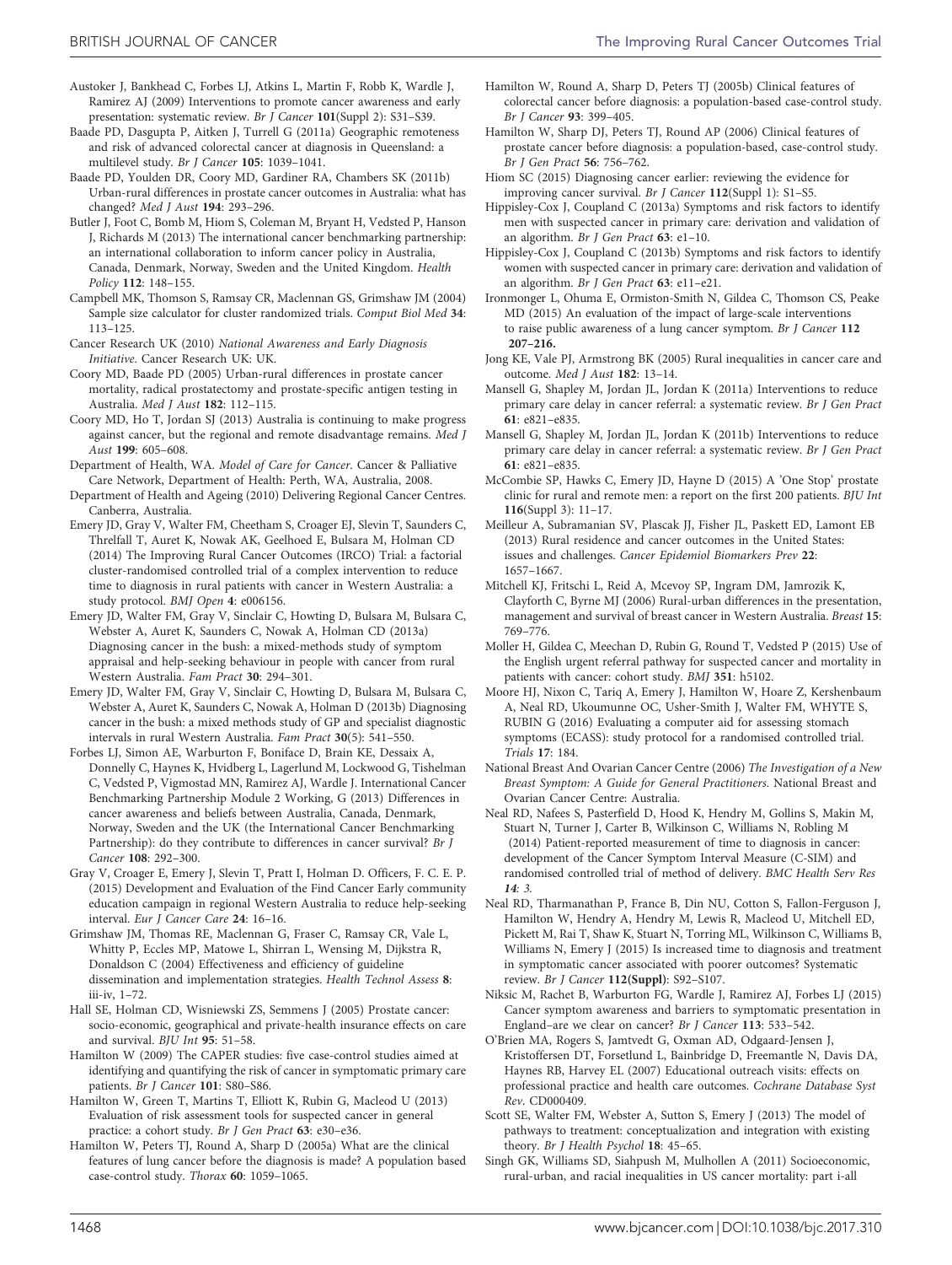Austoker J, Bankhead C, Forbes LJ, Atkins L, Martin F, Robb K, Wardle J, Ramirez AJ (2009) Interventions to promote cancer awareness and early presentation: systematic review. *Br J Cancer* **101**(Suppl 2): S31–S39.

Baade PD, Dasgupta P, Aitken J, Turrell G (2011a) Geographic remoteness and risk of advanced colorectal cancer at diagnosis in Queensland: a multilevel study. *Br J Cancer* **105**: 1039–1041.

Baade PD, Youlden DR, Coory MD, Gardiner RA, Chambers SK (2011b) Urban-rural differences in prostate cancer outcomes in Australia: what has changed? *Med J Aust* **194**: 293–296.

Butler J, Foot C, Bomb M, Hiom S, Coleman M, Bryant H, Vedsted P, Hanson J, Richards M (2013) The international cancer benchmarking partnership: an international collaboration to inform cancer policy in Australia, Canada, Denmark, Norway, Sweden and the United Kingdom. *Health Policy* **112**: 148–155.

Campbell MK, Thomson S, Ramsay CR, Maclennan GS, Grimshaw JM (2004) Sample size calculator for cluster randomized trials. *Comput Biol Med* **34**: 113–125.

Cancer Research UK (2010) *National Awareness and Early Diagnosis Initiative*. Cancer Research UK: UK.

Coory MD, Baade PD (2005) Urban-rural differences in prostate cancer mortality, radical prostatectomy and prostate-specific antigen testing in Australia. *Med J Aust* **182**: 112–115.

Coory MD, Ho T, Jordan SJ (2013) Australia is continuing to make progress against cancer, but the regional and remote disadvantage remains. *Med J Aust* **199**: 605–608.

Department of Health, WA. *Model of Care for Cancer*. Cancer & Palliative Care Network, Department of Health: Perth, WA, Australia, 2008.

Department of Health and Ageing (2010) Delivering Regional Cancer Centres. Canberra, Australia.

Emery JD, Gray V, Walter FM, Cheetham S, Croager EJ, Slevin T, Saunders C, Threlfall T, Auret K, Nowak AK, Geelhoed E, Bulsara M, Holman CD (2014) The Improving Rural Cancer Outcomes (IRCO) Trial: a factorial cluster-randomised controlled trial of a complex intervention to reduce time to diagnosis in rural patients with cancer in Western Australia: a study protocol. *BMJ Open* **4**: e006156.

Emery JD, Walter FM, Gray V, Sinclair C, Howting D, Bulsara M, Bulsara C, Webster A, Auret K, Saunders C, Nowak A, Holman CD (2013a) Diagnosing cancer in the bush: a mixed-methods study of symptom appraisal and help-seeking behaviour in people with cancer from rural Western Australia. *Fam Pract* **30**: 294–301.

Emery JD, Walter FM, Gray V, Sinclair C, Howting D, Bulsara M, Bulsara C, Webster A, Auret K, Saunders C, Nowak A, Holman D (2013b) Diagnosing cancer in the bush: a mixed methods study of GP and specialist diagnostic intervals in rural Western Australia. *Fam Pract* **30**(5): 541–550.

Forbes LJ, Simon AE, Warburton F, Boniface D, Brain KE, Dessaix A, Donnelly C, Haynes K, Hvidberg L, Lagerlund M, Lockwood G, Tishelman C, Vedsted P, Vigmostad MN, Ramirez AJ, Wardle J. International Cancer Benchmarking Partnership Module 2 Working, G (2013) Differences in cancer awareness and beliefs between Australia, Canada, Denmark, Norway, Sweden and the UK (the International Cancer Benchmarking Partnership): do they contribute to differences in cancer survival? *Br J Cancer* **108**: 292–300.

Gray V, Croager E, Emery J, Slevin T, Pratt I, Holman D. Officers, F. C. E. P. (2015) Development and Evaluation of the Find Cancer Early community education campaign in regional Western Australia to reduce help-seeking interval. *Eur J Cancer Care* **24**: 16–16.

Grimshaw JM, Thomas RE, Maclennan G, Fraser C, Ramsay CR, Vale L, Whitty P, Eccles MP, Matowe L, Shirran L, Wensing M, Dijkstra R, Donaldson C (2004) Effectiveness and efficiency of guideline dissemination and implementation strategies. *Health Technol Assess* **8**: iii-iv, 1–72.

Hall SE, Holman CD, Wisniewski ZS, Semmens J (2005) Prostate cancer: socio-economic, geographical and private-health insurance effects on care and survival. *BJU Int* **95**: 51–58.

Hamilton W (2009) The CAPER studies: five case-control studies aimed at identifying and quantifying the risk of cancer in symptomatic primary care patients. *Br J Cancer* **101**: S80–S86.

Hamilton W, Green T, Martins T, Elliott K, Rubin G, Macleod U (2013) Evaluation of risk assessment tools for suspected cancer in general practice: a cohort study. *Br J Gen Pract* **63**: e30–e36.

Hamilton W, Peters TJ, Round A, Sharp D (2005a) What are the clinical features of lung cancer before the diagnosis is made? A population based case-control study. *Thorax* **60**: 1059–1065.

Hamilton W, Round A, Sharp D, Peters TJ (2005b) Clinical features of colorectal cancer before diagnosis: a population-based case-control study. *Br J Cancer* **93**: 399–405.

Hamilton W, Sharp DJ, Peters TJ, Round AP (2006) Clinical features of prostate cancer before diagnosis: a population-based, case-control study. *Br J Gen Pract* **56**: 756–762.

Hiom SC (2015) Diagnosing cancer earlier: reviewing the evidence for improving cancer survival. *Br J Cancer* **112**(Suppl 1): S1–S5.

Hippisley-Cox J, Coupland C (2013a) Symptoms and risk factors to identify men with suspected cancer in primary care: derivation and validation of an algorithm. *Br J Gen Pract* **63**: e1–10.

Hippisley-Cox J, Coupland C (2013b) Symptoms and risk factors to identify women with suspected cancer in primary care: derivation and validation of an algorithm. *Br J Gen Pract* **63**: e11–e21.

Ironmonger L, Ohuma E, Ormiston-Smith N, Gildea C, Thomson CS, Peake MD (2015) An evaluation of the impact of large-scale interventions to raise public awareness of a lung cancer symptom. *Br J Cancer* **112** **207–216.**

Jong KE, Vale PJ, Armstrong BK (2005) Rural inequalities in cancer care and outcome. *Med J Aust* **182**: 13–14.

Mansell G, Shapley M, Jordan JL, Jordan K (2011a) Interventions to reduce primary care delay in cancer referral: a systematic review. *Br J Gen Pract* **61**: e821–e835.

Mansell G, Shapley M, Jordan JL, Jordan K (2011b) Interventions to reduce primary care delay in cancer referral: a systematic review. *Br J Gen Pract* **61**: e821–e835.

McCombie SP, Hawks C, Emery JD, Hayne D (2015) A 'One Stop' prostate clinic for rural and remote men: a report on the first 200 patients. *BJU Int* **116**(Suppl 3): 11–17.

Meilleur A, Subramanian SV, Plascak JJ, Fisher JL, Paskett ED, Lamont EB (2013) Rural residence and cancer outcomes in the United States: issues and challenges. *Cancer Epidemiol Biomarkers Prev* **22**: 1657–1667.

Mitchell KJ, Fritschi L, Reid A, Mcevoy SP, Ingram DM, Jamrozik K, Clayforth C, Byrne MJ (2006) Rural-urban differences in the presentation, management and survival of breast cancer in Western Australia. *Breast* **15**: 769–776.

Moller H, Gildea C, Meechan D, Rubin G, Round T, Vedsted P (2015) Use of the English urgent referral pathway for suspected cancer and mortality in patients with cancer: cohort study. *BMJ* **351**: h5102.

Moore HJ, Nixon C, Tariq A, Emery J, Hamilton W, Hoare Z, Kershenbaum A, Neal RD, Ukoumunne OC, Usher-Smith J, Walter FM, WHYTE S, RUBIN G (2016) Evaluating a computer aid for assessing stomach symptoms (ECASS): study protocol for a randomised controlled trial. *Trials* **17**: 184.

National Breast And Ovarian Cancer Centre (2006) *The Investigation of a New Breast Symptom: A Guide for General Practitioners*. National Breast and Ovarian Cancer Centre: Australia.

Neal RD, Nafees S, Pasterfield D, Hood K, Hendry M, Gollins S, Makin M, Stuart N, Turner J, Carter B, Wilkinson C, Williams N, Robling M (2014) Patient-reported measurement of time to diagnosis in cancer: development of the Cancer Symptom Interval Measure (C-SIM) and randomised controlled trial of method of delivery. *BMC Health Serv Res* **14**: 3.

Neal RD, Tharmanathan P, France B, Din NU, Cotton S, Fallon-Ferguson J, Hamilton W, Hendry A, Hendry M, Lewis R, Macleod U, Mitchell ED, Pickett M, Rai T, Shaw K, Stuart N, Torring ML, Wilkinson C, Williams B, Williams N, Emery J (2015) Is increased time to diagnosis and treatment in symptomatic cancer associated with poorer outcomes? Systematic review. *Br J Cancer* **112(Suppl)**: S92–S107.

Niksic M, Rachet B, Warburton FG, Wardle J, Ramirez AJ, Forbes LJ (2015) Cancer symptom awareness and barriers to symptomatic presentation in England–are we clear on cancer? *Br J Cancer* **113**: 533–542.

O'Brien MA, Rogers S, Jamtvedt G, Oxman AD, Odgaard-Jensen J, Kristoffersen DT, Forsetlund L, Bainbridge D, Freemantle N, Davis DA, Haynes RB, Harvey EL (2007) Educational outreach visits: effects on professional practice and health care outcomes. *Cochrane Database Syst Rev*. CD000409.

Scott SE, Walter FM, Webster A, Sutton S, Emery J (2013) The model of pathways to treatment: conceptualization and integration with existing theory. *Br J Health Psychol* **18**: 45–65.

Singh GK, Williams SD, Siahpush M, Mulhollen A (2011) Socioeconomic, rural-urban, and racial inequalities in US cancer mortality: part i-all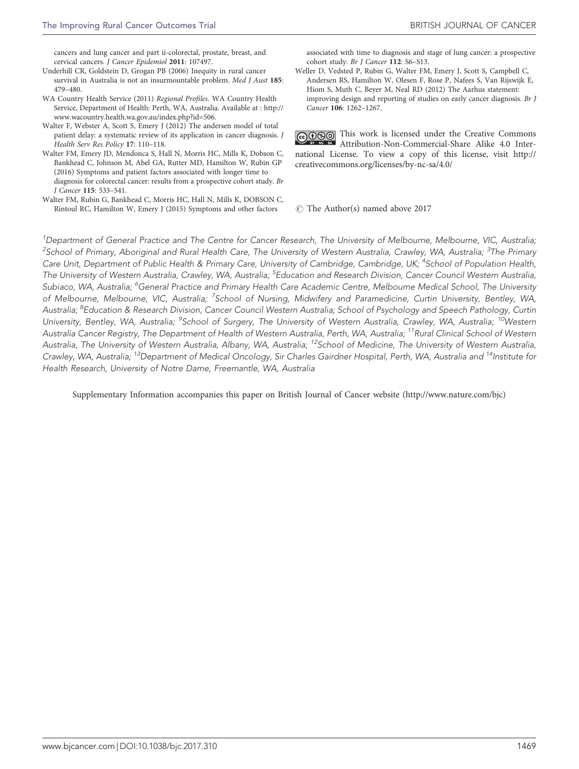cancers and lung cancer and part ii-colorectal, prostate, breast, and cervical cancers. *J Cancer Epidemiol* **2011**: 107497.

Underhill CR, Goldstein D, Grogan PB (2006) Inequity in rural cancer survival in Australia is not an insurmountable problem. *Med J Aust* **185**: 479–480.

WA Country Health Service (2011) *Regional Profiles*. WA Country Health Service, Department of Health: Perth, WA, Australia. Available at : http://www.wacountry.health.wa.gov.au/index.php?id=506.

Walter F, Webster A, Scott S, Emery J (2012) The andersen model of total patient delay: a systematic review of its application in cancer diagnosis. *J Health Serv Res Policy* **17**: 110–118.

Walter FM, Emery JD, Mendonca S, Hall N, Morris HC, Mills K, Dobson C, Bankhead C, Johnson M, Abel GA, Rutter MD, Hamilton W, Rubin GP (2016) Symptoms and patient factors associated with longer time to diagnosis for colorectal cancer: results from a prospective cohort study. *Br J Cancer* **115**: 533–541.

Walter FM, Rubin G, Bankhead C, Morris HC, Hall N, Mills K, DOBSON C, Rintoul RC, Hamilton W, Emery J (2015) Symptoms and other factors associated with time to diagnosis and stage of lung cancer: a prospective cohort study. *Br J Cancer* **112**: S6–S13.

Weller D, Vedsted P, Rubin G, Walter FM, Emery J, Scott S, Campbell C, Andersen RS, Hamilton W, Olesen F, Rose P, Nafees S, Van Rijswijk E, Hiom S, Muth C, Beyer M, Neal RD (2012) The Aarhus statement: improving design and reporting of studies on early cancer diagnosis. *Br J Cancer* **106**: 1262–1267.

This work is licensed under the Creative Commons Attribution-Non-Commercial-Share Alike 4.0 International License. To view a copy of this license, visit http://creativecommons.org/licenses/by-nc-sa/4.0/

© The Author(s) named above 2017

[1]Department of General Practice and The Centre for Cancer Research, The University of Melbourne, Melbourne, VIC, Australia; [2]School of Primary, Aboriginal and Rural Health Care, The University of Western Australia, Crawley, WA, Australia; [3]The Primary Care Unit, Department of Public Health & Primary Care, University of Cambridge, Cambridge, UK; [4]School of Population Health, The University of Western Australia, Crawley, WA, Australia; [5]Education and Research Division, Cancer Council Western Australia, Subiaco, WA, Australia; [6]General Practice and Primary Health Care Academic Centre, Melbourne Medical School, The University of Melbourne, Melbourne, VIC, Australia; [7]School of Nursing, Midwifery and Paramedicine, Curtin University, Bentley, WA, Australia; [8]Education & Research Division, Cancer Council Western Australia; School of Psychology and Speech Pathology, Curtin University, Bentley, WA, Australia; [9]School of Surgery, The University of Western Australia, Crawley, WA, Australia; [10]Western Australia Cancer Registry, The Department of Health of Western Australia, Perth, WA, Australia; [11]Rural Clinical School of Western Australia, The University of Western Australia, Albany, WA, Australia; [12]School of Medicine, The University of Western Australia, Crawley, WA, Australia; [13]Department of Medical Oncology, Sir Charles Gairdner Hospital, Perth, WA, Australia and [14]Institute for Health Research, University of Notre Dame, Freemantle, WA, Australia

Supplementary Information accompanies this paper on British Journal of Cancer website (http://www.nature.com/bjc)